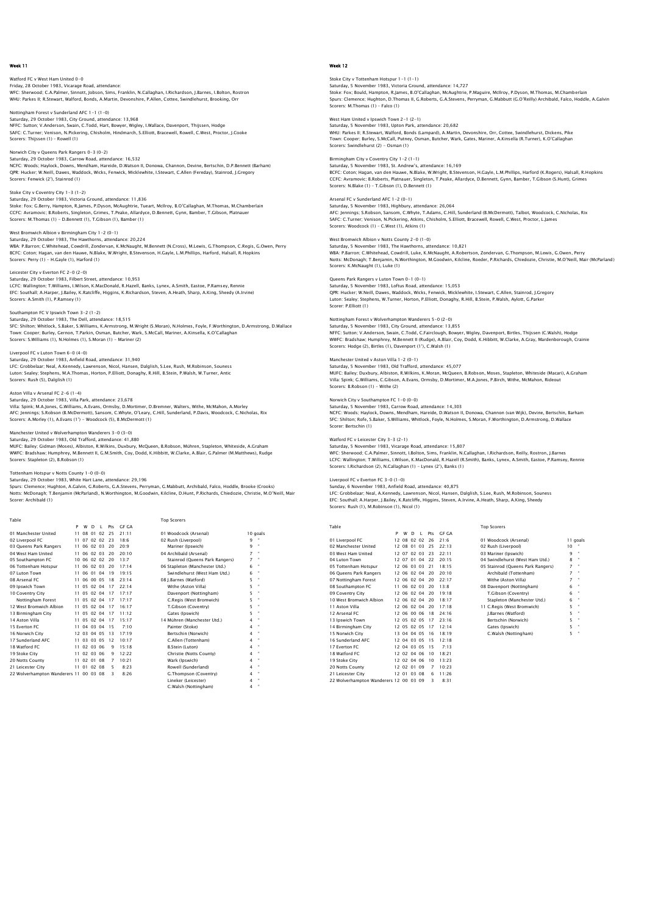## Week 11

Watford FC v West Ham United 0-0
Friday, 28 October 1983, Vicarage Road, attendance:
WFC: Sherwood; C.A.Palmer, Sinnott, Jobson, Sims, Franklin, N.Callaghan, I.Richardson, J.Barnes, I.Bolton, Rostron
WHU: Parkes II; R.Stewart, Walford, Bonds, A.Martin, Devonshire, P.Allen, Cottee, Swindlehurst, Brooking, Orr

Nottingham Forest v Sunderland AFC 1-1 (1-0)
Saturday, 29 October 1983, City Ground, attendance: 13,968
NFFC: Sutton; V.Anderson, Swain, C.Todd, Hart, Bowyer, Wigley, I.Wallace, Davenport, Thijssen, Hodge
SAFC: C.Turner; Venison, N.Pickering, Chisholm, Hindmarch, S.Elliott, Bracewell, Rowell, C.West, Proctor, J.Cooke
Scorers: Thijssen (1) - Rowell (1)

Norwich City v Queens Park Rangers 0-3 (0-2)
Saturday, 29 October 1983, Carrow Road, attendance: 16,532
NCFC: Woods; Haylock, Downs, Mendham, Hareide, D.Watson II, Donowa, Channon, Devine, Bertschin, D.P.Bennett (Barham)
QPR: Hucker; W.Neill, Dawes, Waddock, Wicks, Fenwick, Micklewhite, I.Stewart, C.Allen (Fereday), Stainrod, J.Gregory
Scorers: Fenwick (2'), Stainrod (1)

Stoke City v Coventry City 1-3 (1-2)
Saturday, 29 October 1983, Victoria Ground, attendance: 11,836
Stoke: Fox; G.Berry, Hampton, R.James, P.Dyson, McAughtrie, Tueart, McIlroy, B.O'Callaghan, M.Thomas, M.Chamberlain
CCFC: Avramovic; B.Roberts, Singleton, Grimes, T.Peake, Allardyce, D.Bennett, Gynn, Bamber, T.Gibson, Platnauer
Scorers: M.Thomas (1) - D.Bennett (1), T.Gibson (1), Bamber (1)

West Bromwich Albion v Birmingham City 1-2 (0-1)
Saturday, 29 October 1983, The Hawthorns, attendance: 20,224
WBA: P.Barron; C.Whitehead, Cowdrill, Zondervan, K.McNaught, M.Bennett (N.Cross), M.Lewis, G.Thompson, C.Regis, G.Owen, Perry
BCFC: Coton; Hagan, van den Hauwe, N.Blake, W.Wright, B.Stevenson, H.Gayle, L.M.Phillips, Harford, Halsall, R.Hopkins
Scorers: Perry (1) - H.Gayle (1), Harford (1)

Leicester City v Everton FC 2-0 (2-0)
Saturday, 29 October 1983, Filbert Street, attendance: 10,953
LCFC: Wallington; T.Williams, I.Wilson, K.MacDonald, R.Hazell, Banks, Lynex, A.Smith, Eastoe, P.Ramsey, Rennie
EFC: Southall; A.Harper, J.Bailey, K.Ratcliffe, Higgins, K.Richardson, Steven, A.Heath, Sharp, A.King, Sheedy (A.Irvine)
Scorers: A.Smith (1), P.Ramsey (1)

Southampton FC v Ipswich Town 3-2 (1-2)
Saturday, 29 October 1983, The Dell, attendance: 18,515
SFC: Shilton; Whitlock, S.Baker, S.Williams, K.Armstrong, M.Wright (S.Moran), N.Holmes, Foyle, F.Worthington, D.Armstrong, D.Wallace
Town: Cooper; Burley, Gernon, T.Parkin, Osman, Butcher, Wark, S.McCall, Mariner, A.Kinsella, K.O'Callaghan
Scorers: S.Williams (1), N.Holmes (1), S.Moran (1) - Mariner (2)

Liverpool FC v Luton Town 6-0 (4-0)
Saturday, 29 October 1983, Anfield Road, attendance: 31,940
LFC: Grobbelaar; Neal, A.Kennedy, Lawrenson, Nicol, Hansen, Dalglish, S.Lee, Rush, M.Robinson, Souness
Luton: Sealey; Stephens, M.A.Thomas, Horton, P.Elliott, Donaghy, R.Hill, B.Stein, P.Walsh, W.Turner, Antic
Scorers: Rush (5), Dalglish (1)

Aston Villa v Arsenal FC 2-6 (1-4)
Saturday, 29 October 1983, Villa Park, attendance: 23,678
Villa: Spink; M.A.Jones, G.Williams, A.Evans, Ormsby, D.Mortimer, D.Bremner, Walters, Withe, McMahon, A.Morley
AFC: Jennings; S.Robson (B.McDermott), Sansom, C.Whyte, O'Leary, C.Hill, Sunderland, P.Davis, Woodcock, C.Nicholas, Rix
Scorers: A.Morley (1), A.Evans (1') - Woodcock (5), B.McDermott (1)

Manchester United v Wolverhampton Wanderers 3-0 (3-0)
Saturday, 29 October 1983, Old Trafford, attendance: 41,880
MUFC: Bailey; Gidman (Moses), Albiston, R.Wilkins, Duxbury, McQueen, B.Robson, Mühren, Stapleton, Whiteside, A.Graham
WWFC: Bradshaw; Humphrey, M.Bennett II, G.M.Smith, Coy, Dodd, K.Hibbitt, W.Clarke, A.Blair, G.Palmer (M.Matthews), Rudge
Scorers: Stapleton (2), B.Robson (1)

Tottenham Hotspur v Notts County 1-0 (0-0)
Saturday, 29 October 1983, White Hart Lane, attendance: 29,196
Spurs: Clemence; Hughton, A.Galvin, G.Roberts, G.A.Stevens, Perryman, G.Mabbutt, Archibald, Falco, Hoddle, Brooke (Crooks)
Notts: McDonagh; T.Benjamin (McParland), N.Worthington, M.Goodwin, Kilcline, D.Hunt, P.Richards, Chiedozie, Christie, M.O'Neill, Mair
Scorer: Archibald (1)

Table

| | P | W | D | L | Pts | GF GA |
|---|---|---|---|---|---|---|
| 01 Manchester United | 11 | 08 | 01 | 02 | 25 | 21:11 |
| 02 Liverpool FC | 11 | 07 | 02 | 02 | 23 | 18:6 |
| 03 Queens Park Rangers | 11 | 06 | 02 | 03 | 20 | 20:9 |
| 04 West Ham United | 11 | 06 | 02 | 03 | 20 | 20:10 |
| 05 Southampton FC | 10 | 06 | 02 | 02 | 20 | 13:7 |
| 06 Tottenham Hotspur | 11 | 06 | 02 | 03 | 20 | 17:14 |
| 07 Luton Town | 11 | 06 | 01 | 04 | 19 | 19:15 |
| 08 Arsenal FC | 11 | 06 | 00 | 05 | 18 | 23:14 |
| 09 Ipswich Town | 11 | 05 | 02 | 04 | 17 | 22:14 |
| 10 Coventry City | 11 | 05 | 02 | 04 | 17 | 17:17 |
| Nottingham Forest | 11 | 05 | 02 | 04 | 17 | 17:17 |
| 12 West Bromwich Albion | 11 | 05 | 02 | 04 | 17 | 16:17 |
| 13 Birmingham City | 11 | 05 | 02 | 04 | 17 | 11:12 |
| 14 Aston Villa | 11 | 05 | 02 | 04 | 17 | 15:17 |
| 15 Everton FC | 11 | 04 | 03 | 04 | 15 | 7:10 |
| 16 Norwich City | 12 | 03 | 04 | 05 | 13 | 17:19 |
| 17 Sunderland AFC | 11 | 03 | 03 | 05 | 12 | 10:17 |
| 18 Watford FC | 11 | 02 | 03 | 06 | 9 | 15:18 |
| 19 Stoke City | 11 | 02 | 03 | 06 | 9 | 12:22 |
| 20 Notts County | 11 | 02 | 01 | 08 | 7 | 10:21 |
| 21 Leicester City | 11 | 01 | 02 | 08 | 5 | 8:23 |
| 22 Wolverhampton Wanderers | 11 | 00 | 03 | 08 | 3 | 8:26 |

Top Scorers

| | |
|---|---|
| 01 Woodcock (Arsenal) | 10 goals |
| 02 Rush (Liverpool) | 9 " |
| Mariner (Ipswich) | 9 " |
| 04 Archibald (Arsenal) | 7 " |
| Stainrod (Queens Park Rangers) | 7 " |
| 06 Stapleton (Manchester Utd.) | 6 " |
| Swindlehurst (West Ham Utd.) | 6 " |
| 08 J.Barnes (Watford) | 5 " |
| Withe (Aston Villa) | 5 " |
| Davenport (Nottingham) | 5 " |
| C.Regis (West Bromwich) | 5 " |
| T.Gibson (Coventry) | 5 " |
| Gates (Ipswich) | 5 " |
| 14 Mühren (Manchester Utd.) | 4 " |
| Painter (Stoke) | 4 " |
| Bertschin (Norwich) | 4 " |
| C.Allen (Tottenham) | 4 " |
| B.Stein (Luton) | 4 " |
| Christie (Notts County) | 4 " |
| Wark (Ipswich) | 4 " |
| Rowell (Sunderland) | 4 " |
| G.Thompson (Coventry) | 4 " |
| Lineker (Leicester) | 4 " |
| C.Walsh (Nottingham) | 4 " |

## Week 12

Stoke City v Tottenham Hotspur 1-1 (1-1)
Saturday, 5 November 1983, Victoria Ground, attendance: 14,727
Stoke: Fox; Bould, Hampton, R.James, B.O'Callaghan, McAughtrie, P.Maguire, McIlroy, P.Dyson, M.Thomas, M.Chamberlain
Spurs: Clemence; Hughton, D.Thomas II, G.Roberts, G.A.Stevens, Perryman, G.Mabbutt (G.O'Reilly) Archibald, Falco, Hoddle, A.Galvin
Scorers: M.Thomas (1) - Falco (1)

West Ham United v Ipswich Town 2-1 (2-1)
Saturday, 5 November 1983, Upton Park, attendance: 20,682
WHU: Parkes II; R.Stewart, Walford, Bonds (Lampard), A.Martin, Devonshire, Orr, Cottee, Swindlehurst, Dickens, Pike
Town: Cooper; Burley, S.McCall, Putney, Osman, Butcher, Wark, Gates, Mariner, A.Kinsella (R.Turner), K.O'Callaghan
Scorers: Swindlehurst (2) - Osman (1)

Birmingham City v Coventry City 1-2 (1-1)
Saturday, 5 November 1983, St. Andrew's, attendance: 16,169
BCFC: Coton; Hagan, van den Hauwe, N.Blake, W.Wright, B.Stevenson, H.Gayle, L.M.Phillips, Harford (K.Rogers), Halsall, R.Hopkins
CCFC: Avramovic; B.Roberts, Platnauer, Singleton, T.Peake, Allardyce, D.Bennett, Gynn, Bamber, T.Gibson (S.Hunt), Grimes
Scorers: N.Blake (1) - T.Gibson (1), D.Bennett (1)

Arsenal FC v Sunderland AFC 1-2 (0-1)
Saturday, 5 November 1983, Highbury, attendance: 26,064
AFC: Jennings; S.Robson, Sansom, C.Whyte, T.Adams, C.Hill, Sunderland (B.McDermott), Talbot, Woodcock, C.Nicholas, Rix
SAFC: C.Turner; Venison, N.Pickering, Atkins, Chisholm, S.Elliott, Bracewell, Rowell, C.West, Proctor, L.James
Scorers: Woodcock (1) - C.West (1), Atkins (1)

West Bromwich Albion v Notts County 2-0 (1-0)
Saturday, 5 November 1983, The Hawthorns, attendance: 10,821
WBA: P.Barron; C.Whitehead, Cowdrill, Luke, K.McNaught, A.Robertson, Zondervan, G.Thompson, M.Lewis, G.Owen, Perry
Notts: McDonagh; T.Benjamin, N.Worthington, M.Goodwin, Kilcline, Roeder, P.Richards, Chiedozie, Christie, M.O'Neill, Mair (McParland)
Scorers: K.McNaught (1), Luke (1)

Queens Park Rangers v Luton Town 0-1 (0-1)
Saturday, 5 November 1983, Loftus Road, attendance: 15,053
QPR: Hucker; W.Neill, Dawes, Waddock, Wicks, Fenwick, Micklewhite, I.Stewart, C.Allen, Stainrod, J.Gregory
Luton: Sealey; Stephens, W.Turner, Horton, P.Elliott, Donaghy, R.Hill, B.Stein, P.Walsh, Aylott, G.Parker
Scorer: P.Elliott (1)

Nottingham Forest v Wolverhampton Wanderers 5-0 (2-0)
Saturday, 5 November 1983, City Ground, attendance: 13,855
NFFC: Sutton; V.Anderson, Swain, C.Todd, C.Fairclough, Bowyer, Wigley, Davenport, Birtles, Thijssen (C.Walsh), Hodge
WWFC: Bradshaw; Humphrey, M.Bennett II (Rudge), A.Blair, Coy, Dodd, K.Hibbitt, W.Clarke, A.Gray, Mardenborough, Crainie
Scorers: Hodge (2), Birtles (1), Davenport (1'), C.Walsh (1)

Manchester United v Aston Villa 1-2 (0-1)
Saturday, 5 November 1983, Old Trafford, attendance: 45,077
MUFC: Bailey; Duxbury, Albiston, R.Wilkins, K.Moran, McQueen, B.Robson, Moses, Stapleton, Whiteside (Macari), A.Graham
Villa: Spink; G.Williams, C.Gibson, A.Evans, Ormsby, D.Mortimer, M.A.Jones, P.Birch, Withe, McMahon, Rideout
Scorers: B.Robson (1) - Withe (2)

Norwich City v Southampton FC 1-0 (0-0)
Saturday, 5 November 1983, Carrow Road, attendance: 14,303
NCFC: Woods; Haylock, Downs, Mendham, Hareide, D.Watson II, Donowa, Channon (van Wijk), Devine, Bertschin, Barham
SFC: Shilton; Rofe, S.Baker, S.Williams, Whitlock, Foyle, N.Holmes, S.Moran, F.Worthington, D.Armstrong, D.Wallace
Scorer: Bertschin (1)

Watford FC v Leicester City 3-3 (2-1)
Saturday, 5 November 1983, Vicarage Road, attendance: 15,807
WFC: Sherwood; C.A.Palmer, Sinnott, I.Bolton, Sims, Franklin, N.Callaghan, I.Richardson, Reilly, Rostron, J.Barnes
LCFC: Wallington; T.Williams, I.Wilson, K.MacDonald, R.Hazell (R.Smith), Banks, Lynex, A.Smith, Eastoe, P.Ramsey, Rennie
Scorers: I.Richardson (2), N.Callaghan (1) - Lynex (2'), Banks (1)

Liverpool FC v Everton FC 3-0 (1-0)
Sunday, 6 November 1983, Anfield Road, attendance: 40,875
LFC: Grobbelaar; Neal, A.Kennedy, Lawrenson, Nicol, Hansen, Dalglish, S.Lee, Rush, M.Robinson, Souness
EFC: Southall; A.Harper, J.Bailey, K.Ratcliffe, Higgins, Steven, A.Irvine, A.Heath, Sharp, A.King, Sheedy
Scorers: Rush (1), M.Robinson (1), Nicol (1)

Table

| | P | W | D | L | Pts | GF GA |
|---|---|---|---|---|---|---|
| 01 Liverpool FC | 12 | 08 | 02 | 02 | 26 | 21:6 |
| 02 Manchester United | 12 | 08 | 01 | 03 | 25 | 22:13 |
| 03 West Ham United | 12 | 07 | 02 | 03 | 23 | 22:11 |
| 04 Luton Town | 12 | 07 | 01 | 04 | 22 | 20:15 |
| 05 Tottenham Hotspur | 12 | 06 | 03 | 03 | 21 | 18:15 |
| 06 Queens Park Rangers | 12 | 06 | 02 | 04 | 20 | 20:10 |
| 07 Nottingham Forest | 12 | 06 | 02 | 04 | 20 | 22:17 |
| 08 Southampton FC | 11 | 06 | 02 | 03 | 20 | 13:8 |
| 09 Coventry City | 12 | 06 | 02 | 04 | 20 | 19:18 |
| 10 West Bromwich Albion | 12 | 06 | 02 | 04 | 20 | 18:17 |
| 11 Aston Villa | 12 | 06 | 02 | 04 | 20 | 17:18 |
| 12 Arsenal FC | 12 | 06 | 00 | 06 | 18 | 24:16 |
| 13 Ipswich Town | 12 | 05 | 02 | 05 | 17 | 23:16 |
| 14 Birmingham City | 12 | 05 | 02 | 05 | 17 | 12:14 |
| 15 Norwich City | 13 | 04 | 04 | 05 | 16 | 18:19 |
| 16 Sunderland AFC | 12 | 04 | 03 | 05 | 15 | 12:18 |
| 17 Everton FC | 12 | 04 | 03 | 05 | 15 | 7:13 |
| 18 Watford FC | 12 | 02 | 04 | 06 | 10 | 18:21 |
| 19 Stoke City | 12 | 02 | 04 | 06 | 10 | 13:23 |
| 20 Notts County | 12 | 02 | 01 | 09 | 7 | 10:23 |
| 21 Leicester City | 12 | 01 | 03 | 08 | 6 | 11:26 |
| 22 Wolverhampton Wanderers | 12 | 00 | 03 | 09 | 3 | 8:31 |

Top Scorers

| | |
|---|---|
| 01 Woodcock (Arsenal) | 11 goals |
| 02 Rush (Liverpool) | 10 " |
| 03 Mariner (Ipswich) | 9 " |
| 04 Swindlehurst (West Ham Utd.) | 8 " |
| 05 Stainrod (Queens Park Rangers) | 7 " |
| Archibald (Tottenham) | 7 " |
| Withe (Aston Villa) | 7 " |
| 08 Davenport (Nottingham) | 6 " |
| T.Gibson (Coventry) | 6 " |
| Stapleton (Manchester Utd.) | 6 " |
| 11 C.Regis (West Bromwich) | 5 " |
| J.Barnes (Watford) | 5 " |
| Bertschin (Norwich) | 5 " |
| Gates (Ipswich) | 5 " |
| C.Walsh (Nottingham) | 5 " |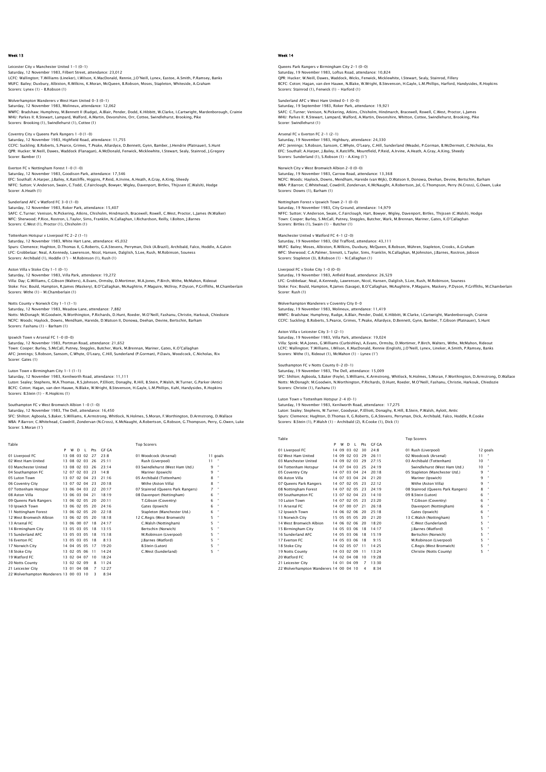## Week 13

Leicester City v Manchester United 1–1 (0–1)
Saturday, 12 November 1983, Filbert Street, attendance: 23,012
LCFC: Wallington; T.Williams (Lineker), I.Wilson, K.MacDonald, Rennie, J.O'Neill, Lynex, Eastoe, A.Smith, P.Ramsey, Banks
MUFC: Bailey; Duxbury, Albiston, R.Wilkins, K.Moran, McQueen, B.Robson, Moses, Stapleton, Whiteside, A.Graham
Scorers: Lynex (1) – B.Robson (1)

Wolverhampton Wanderers v West Ham United 0–3 (0–1)
Saturday, 12 November 1983, Molineux, attendance: 12,062
WWFC: Bradshaw; Humphrey, M.Bennett II (Rudge), A.Blair, Pender, Dodd, K.Hibbitt, W.Clarke, I.Cartwright, Mardenborough, Crainie
WHU: Parkes II; R.Stewart, Lampard, Walford, A.Martin, Devonshire, Orr, Cottee, Swindlehurst, Brooking, Pike
Scorers: Brooking (1), Swindlehurst (1), Cottee (1)

Coventry City v Queens Park Rangers 1–0 (1–0)
Saturday, 12 November 1983, Highfield Road, attendance: 11,755
CCFC: Suckling; B.Roberts, S.Pearce, Grimes, T.Peake, Allardyce, D.Bennett, Gynn, Bamber, J.Hendrie (Platnauer), S.Hunt
QPR: Hucker; W.Neill, Dawes, Waddock (Flanagan), A.McDonald, Fenwick, Micklewhite, I.Stewart, Sealy, Stainrod, J.Gregory
Scorer: Bamber (1)

Everton FC v Nottingham Forest 1–0 (1–0)
Saturday, 12 November 1983, Goodison Park, attendance: 17,546
EFC: Southall; A.Harper, J.Bailey, K.Ratcliffe, Higgins, P.Reid, A.Irvine, A.Heath, A.Gray, A.King, Sheedy
NFFC: Sutton; V.Anderson, Swain, C.Todd, C.Fairclough, Bowyer, Wigley, Davenport, Birtles, Thijssen (C.Walsh), Hodge
Scorer: A.Heath (1)

Sunderland AFC v Watford FC 3–0 (1–0)
Saturday, 12 November 1983, Roker Park, attendance: 15,407
SAFC: C.Turner; Venison, N.Pickering, Atkins, Chisholm, Hindmarch, Bracewell, Rowell, C.West, Proctor, L.James (N.Walker)
WFC: Sherwood; P.Rice, Rostron, L.Taylor, Sims, Franklin, N.Callaghan, I.Richardson, Reilly, I.Bolton, J.Barnes
Scorers: C.West (1), Proctor (1), Chisholm (1)

Tottenham Hotspur v Liverpool FC 2–2 (1–1)
Saturday, 12 November 1983, White Hart Lane, attendance: 45,032
Spurs: Clemence; Hughton, D.Thomas II, G.Roberts, G.A.Stevens, Perryman, Dick (A.Brazil), Archibald, Falco, Hoddle, A.Galvin
LFC: Grobbelaar; Neal, A.Kennedy, Lawrenson, Nicol, Hansen, Dalglish, S.Lee, Rush, M.Robinson, Souness
Scorers: Archibald (1), Hoddle (1') – M.Robinson (1), Rush (1)

Aston Villa v Stoke City 1–1 (0–1)
Saturday, 12 November 1983, Villa Park, attendance: 19,272
Villa: Day; G.Williams, C.Gibson (Walters), A.Evans, Ormsby, D.Mortimer, M.A.Jones, P.Birch, Withe, McMahon, Rideout
Stoke: Fox; Bould, Hampton, R.James (Maskery), B.O'Callaghan, McAughtrie, P.Maguire, McIlroy, P.Dyson, P.Griffiths, M.Chamberlain
Scorers: Withe (1) – M.Chamberlain (1)

Notts County v Norwich City 1–1 (1–1)
Saturday, 12 November 1983, Meadow Lane, attendance: 7,882
Notts: McDonagh; M.Goodwin, N.Worthington, P.Richards, D.Hunt, Roeder, M.O'Neill, Fashanu, Christie, Harkouk, Chiedozie
NCFC: Woods; Haylock, Downs, Mendham, Hareide, D.Watson II, Donowa, Deehan, Devine, Bertschin, Barham
Scorers: Fashanu (1) – Barham (1)

Ipswich Town v Arsenal FC 1–0 (0–0)
Saturday, 12 November 1983, Portman Road, attendance: 21,652
Town: Cooper; Burley, S.McCall, Putney, Steggles, Butcher, Wark, M.Brennan, Mariner, Gates, K.O'Callaghan
AFC: Jennings; S.Robson, Sansom, C.Whyte, O'Leary, C.Hill, Sunderland (P.Gorman), P.Davis, Woodcock, C.Nicholas, Rix
Scorer: Gates (1)

Luton Town v Birmingham City 1–1 (1–1)
Saturday, 12 November 1983, Kenilworth Road, attendance: 11,111
Luton: Sealey; Stephens, M.A.Thomas, R.S.Johnson, P.Elliott, Donaghy, R.Hill, B.Stein, P.Walsh, W.Turner, G.Parker (Antic)
BCFC: Coton; Hagan, van den Hauwe, N.Blake, W.Wright, B.Stevenson, H.Gayle, L.M.Phillips, Kuhl, Handysides, R.Hopkins
Scorers: B.Stein (1) – R.Hopkins (1)

Southampton FC v West Bromwich Albion 1–0 (1–0)
Saturday, 12 November 1983, The Dell, attendance: 16,450
SFC: Shilton; Agboola, S.Baker, S.Williams, K.Armstrong, Whitlock, N.Holmes, S.Moran, F.Worthington, D.Armstrong, D.Wallace
WBA: P.Barron; C.Whitehead, Cowdrill, Zondervan (N.Cross), K.McNaught, A.Robertson, G.Robson, G.Thompson, Perry, G.Owen, Luke
Scorer: S.Moran (1')

Table

| | P | W | D | L | Pts | GF GA |
|---|---|---|---|---|---|---|
| 01 Liverpool FC | 13 | 08 | 03 | 02 | 27 | 23:8 |
| 02 West Ham United | 13 | 08 | 02 | 03 | 26 | 25:11 |
| 03 Manchester United | 13 | 08 | 02 | 03 | 26 | 23:14 |
| 04 Southampton FC | 12 | 07 | 02 | 03 | 23 | 14:8 |
| 05 Luton Town | 13 | 07 | 02 | 04 | 23 | 21:16 |
| 06 Coventry City | 13 | 07 | 02 | 04 | 23 | 20:18 |
| 07 Tottenham Hotspur | 13 | 06 | 04 | 03 | 22 | 20:17 |
| 08 Aston Villa | 13 | 06 | 03 | 04 | 21 | 18:19 |
| 09 Queens Park Rangers | 13 | 06 | 02 | 05 | 20 | 20:11 |
| 10 Ipswich Town | 13 | 06 | 02 | 05 | 20 | 24:16 |
| 11 Nottingham Forest | 13 | 06 | 02 | 05 | 20 | 22:18 |
| 12 West Bromwich Albion | 13 | 06 | 02 | 05 | 20 | 18:18 |
| 13 Arsenal FC | 13 | 06 | 00 | 07 | 18 | 24:17 |
| 14 Birmingham City | 13 | 05 | 03 | 05 | 18 | 13:15 |
| 15 Sunderland AFC | 13 | 05 | 03 | 05 | 18 | 15:18 |
| 16 Everton FC | 13 | 05 | 03 | 05 | 18 | 8:13 |
| 17 Norwich City | 14 | 04 | 05 | 05 | 17 | 19:20 |
| 18 Stoke City | 13 | 02 | 05 | 06 | 11 | 14:24 |
| 19 Watford FC | 13 | 02 | 04 | 07 | 10 | 18:24 |
| 20 Notts County | 13 | 02 | 02 | 09 | 8 | 11:24 |
| 21 Leicester City | 13 | 01 | 04 | 08 | 7 | 12:27 |
| 22 Wolverhampton Wanderers | 13 | 00 | 03 | 10 | 3 | 8:34 |

Top Scorers

| | |
|---|---|
| 01 Woodcock (Arsenal) | 11 goals |
| Rush (Liverpool) | 11 " |
| 03 Swindlehurst (West Ham Utd.) | 9 " |
| Mariner (Ipswich) | 9 " |
| 05 Archibald (Tottenham) | 8 " |
| Withe (Aston Villa) | 8 " |
| 07 Stainrod (Queens Park Rangers) | 7 " |
| 08 Davenport (Nottingham) | 6 " |
| T.Gibson (Coventry) | 6 " |
| Gates (Ipswich) | 6 " |
| Stapleton (Manchester Utd.) | 6 " |
| 12 C.Regis (West Bromwich) | 5 " |
| C.Walsh (Nottingham) | 5 " |
| Bertschin (Norwich) | 5 " |
| M.Robinson (Liverpool) | 5 " |
| J.Barnes (Watford) | 5 " |
| B.Stein (Luton) | 5 " |
| C.West (Sunderland) | 5 " |

## Week 14

Queens Park Rangers v Birmingham City 2–1 (0–0)
Saturday, 19 November 1983, Loftus Road, attendance: 10,824
QPR: Hucker; W.Neill, Dawes, Waddock, Wicks, Fenwick, Micklewhite, I.Stewart, Sealy, Stainrod, Fillery
BCFC: Coton; Hagan, van den Hauwe, N.Blake, W.Wright, B.Stevenson, H.Gayle, L.M.Phillips, Harford, Handysides, R.Hopkins
Scorers: Stainrod (1), Fenwick (1) – Harford (1)

Sunderland AFC v West Ham United 0–1 (0–0)
Saturday, 19 September 1983, Roker Park, attendance: 19,921
SAFC: C.Turner; Venison, N.Pickering, Atkins, Chisholm, Hindmarch, Bracewell, Rowell, C.West, Proctor, L.James
WHU: Parkes II; R.Stewart, Lampard, Walford, A.Martin, Devonshire, Whitton, Cottee, Swindlehurst, Brooking, Pike
Scorer: Swindlehurst (1)

Arsenal FC v Everton FC 2–1 (2–1)
Saturday, 19 November 1983, Highbury, attendance: 24,330
AFC: Jennings; S.Robson, Sansom, C.Whyte, O'Leary, C.Hill, Sunderland (Meade), P.Gorman, B.McDermott, C.Nicholas, Rix
EFC: Southall; A.Harper, J.Bailey, K.Ratcliffe, Mountfield, P.Reid, A.Irvine, A.Heath, A.Gray, A.King, Sheedy
Scorers: Sunderland (1), S.Robson (1) – A.King (1')

Norwich City v West Bromwich Albion 2–0 (0–0)
Saturday, 19 November 1983, Carrow Road, attendance: 13,368
NCFC: Woods; Haylock, Downs, Mendham, Hareide (van Wijk), D.Watson II, Donowa, Deehan, Devine, Bertschin, Barham
WBA: P.Barron; C.Whitehead, Cowdrill, Zondervan, K.McNaught, A.Robertson, Jol, G.Thompson, Perry (N.Cross), G.Owen, Luke
Scorers: Downs (1), Barham (1)

Nottingham Forest v Ipswich Town 2–1 (0–0)
Saturday, 19 November 1983, City Ground, attendance: 14,979
NFFC: Sutton; V.Anderson, Swain, C.Fairclough, Hart, Bowyer, Wigley, Davenport, Birtles, Thijssen (C.Walsh), Hodge
Town: Cooper; Burley, S.McCall, Putney, Steggles, Butcher, Wark, M.Brennan, Mariner, Gates, K.O'Callaghan
Scorers: Birtles (1), Swain (1) – Butcher (1)

Manchester United v Watford FC 4–1 (2–0)
Saturday, 19 November 1983, Old Trafford, attendance: 43,111
MUFC: Bailey; Moses, Albiston, R.Wilkins, Duxbury, McQueen, B.Robson, Mühren, Stapleton, Crooks, A.Graham
WFC: Sherwood; C.A.Palmer, Sinnott, L.Taylor, Sims, Franklin, N.Callaghan, M.Johnston, J.Barnes, Rostron, Jobson
Scorers: Stapleton (3), B.Robson (1) – N.Callaghan (1)

Liverpool FC v Stoke City 1–0 (0–0)
Saturday, 19 November 1983, Anfield Road, attendance: 26,529
LFC: Grobbelaar; Neal, A.Kennedy, Lawrenson, Nicol, Hansen, Dalglish, S.Lee, Rush, M.Robinson, Souness
Stoke: Fox; Bould, Hampton, R.James (Savage), B.O'Callaghan, McAughtrie, P.Maguire, Maskery, P.Dyson, P.Griffiths, M.Chamberlain
Scorer: Rush (1)

Wolverhampton Wanderers v Coventry City 0–0
Saturday, 19 November 1983, Molineux, attendance: 11,419
WWFC: Bradshaw; Humphrey, Rudge, A.Blair, Pender, Dodd, K.Hibbitt, W.Clarke, I.Cartwright, Mardenborough, Crainie
CCFC: Suckling; B.Roberts, S.Pearce, Grimes, T.Peake, Allardyce, D.Bennett, Gynn, Bamber, T.Gibson (Platnauer), S.Hunt

Aston Villa v Leicester City 3–1 (2–1)
Saturday, 19 November 1983, Villa Park, attendance: 19,024
Villa: Spink; M.A.Jones, G.Williams (Curbishley), A.Evans, Ormsby, D.Mortimer, P.Birch, Walters, Withe, McMahon, Rideout
LCFC: Wallington; T.Williams, I.Wilson, K.MacDonald, Rennie (English), J.O'Neill, Lynex, Lineker, A.Smith, P.Ramsey, Banks
Scorers: Withe (1), Rideout (1), McMahon (1) – Lynex (1')

Southampton FC v Notts County 0–2 (0–1)
Saturday, 19 November 1983, The Dell, attendance: 15,009
SFC: Shilton; Agboola, S.Baker (Foyle), S.Williams, K.Armstrong, Whitlock, N.Holmes, S.Moran, F.Worthington, D.Armstrong, D.Wallace
Notts: McDonagh; M.Goodwin, N.Worthington, P.Richards, D.Hunt, Roeder, M.O'Neill, Fashanu, Christie, Harkouk, Chiedozie
Scorers: Christie (1), Fashanu (1)

Luton Town v Tottenham Hotspur 2–4 (0–1)
Saturday, 19 November 1983, Kenilworth Road, attendance: 17,275
Luton: Sealey; Stephens, W.Turner, Goodyear, P.Elliott, Donaghy, R.Hill, B.Stein, P.Walsh, Aylott, Antic
Spurs: Clemence; Hughton, D.Thomas II, G.Roberts, G.A.Stevens, Perryman, Dick, Archibald, Falco, Hoddle, R.Cooke
Scorers: B.Stein (1), P.Walsh (1) – Archibald (2), R.Cooke (1), Dick (1)

Table

| | P | W | D | L | Pts | GF GA |
|---|---|---|---|---|---|---|
| 01 Liverpool FC | 14 | 09 | 03 | 02 | 30 | 24:8 |
| 02 West Ham United | 14 | 09 | 02 | 03 | 29 | 26:11 |
| 03 Manchester United | 14 | 09 | 02 | 03 | 29 | 27:15 |
| 04 Tottenham Hotspur | 14 | 07 | 04 | 03 | 25 | 24:19 |
| 05 Coventry City | 14 | 07 | 03 | 04 | 24 | 20:18 |
| 06 Aston Villa | 14 | 07 | 03 | 04 | 24 | 21:20 |
| 07 Queens Park Rangers | 14 | 07 | 02 | 05 | 23 | 22:12 |
| 08 Nottingham Forest | 14 | 07 | 02 | 05 | 23 | 24:19 |
| 09 Southampton FC | 13 | 07 | 02 | 04 | 23 | 14:10 |
| 10 Luton Town | 14 | 07 | 02 | 05 | 23 | 23:20 |
| 11 Arsenal FC | 14 | 07 | 00 | 07 | 21 | 26:18 |
| 12 Ipswich Town | 14 | 06 | 02 | 06 | 20 | 25:18 |
| 13 Norwich City | 15 | 05 | 05 | 05 | 20 | 21:20 |
| 14 West Bromwich Albion | 14 | 06 | 02 | 06 | 20 | 18:20 |
| 15 Birmingham City | 14 | 05 | 03 | 06 | 18 | 14:17 |
| 16 Sunderland AFC | 14 | 05 | 03 | 06 | 18 | 15:19 |
| 17 Everton FC | 14 | 05 | 03 | 06 | 18 | 9:15 |
| 18 Stoke City | 14 | 02 | 05 | 07 | 11 | 14:25 |
| 19 Notts County | 14 | 03 | 02 | 09 | 11 | 13:24 |
| 20 Watford FC | 14 | 02 | 04 | 08 | 10 | 19:28 |
| 21 Leicester City | 14 | 01 | 04 | 09 | 7 | 13:30 |
| 22 Wolverhampton Wanderers | 14 | 00 | 04 | 10 | 4 | 8:34 |

Top Scorers

| | |
|---|---|
| 01 Rush (Liverpool) | 12 goals |
| 02 Woodcock (Arsenal) | 11 " |
| 03 Archibald (Tottenham) | 10 " |
| Swindlehurst (West Ham Utd.) | 10 " |
| 05 Stapleton (Manchester Utd.) | 9 " |
| Mariner (Ipswich) | 9 " |
| Withe (Aston Villa) | 9 " |
| 08 Stainrod (Queens Park Rangers) | 8 " |
| 09 B.Stein (Luton) | 6 " |
| T.Gibson (Coventry) | 6 " |
| Davenport (Nottingham) | 6 " |
| Gates (Ipswich) | 6 " |
| 13 C.Walsh (Nottingham) | 5 " |
| C.West (Sunderland) | 5 " |
| J.Barnes (Watford) | 5 " |
| Bertschin (Norwich) | 5 " |
| M.Robinson (Liverpool) | 5 " |
| C.Regis (West Bromwich) | 5 " |
| Christie (Notts County) | 5 " |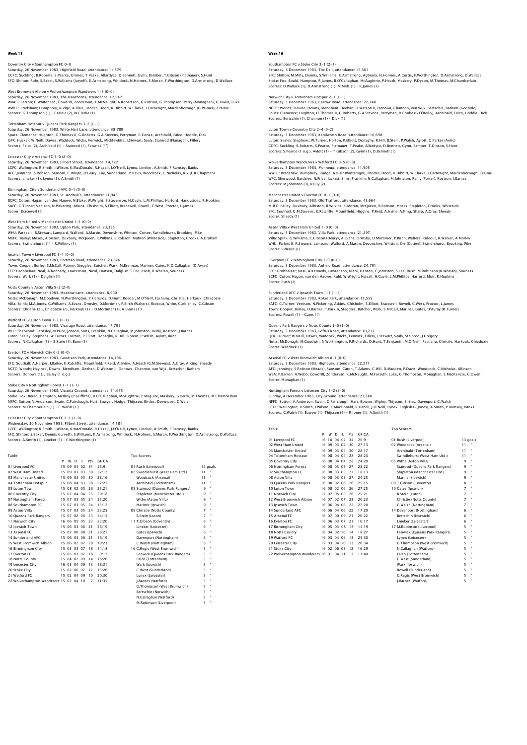## Week 15

Coventry City v Southampton FC 0-0
Saturday, 26 November 1983, Highfield Road, attendance: 11,579
CCFC: Suckling; B.Roberts, S.Pearce, Grimes, T.Peake, Allardyce, D.Bennett, Gynn, Bamber, T.Gibson (Platnauer), S.Hunt
SFC: Shilton; Rofe, S.Baker, S.Williams (Juryeff), K.Armstrong, Whitlock, N.Holmes, S.Moran, F.Worthington, D.Armstrong, D.Wallace

West Bromwich Albion v Wolverhampton Wanderers 1-3 (0-0)
Saturday, 26 November 1983, The Hawthorns, attendance: 17,947
WBA: P.Barron; C.Whitehead, Cowdrill, Zondervan, K.McNaught, A.Robertson, G.Robson, G.Thompson, Perry (Monaghan), G.Owen, Luke
WWFC: Bradshaw; Humphrey, Rudge, A.Blair, Pender, Dodd, K.Hibbitt, W.Clarke, I.Cartwright, Mardenborough (G.Palmer), Crainie
Scorers: G.Thompson (1) - Crainie (2), W.Clarke (1)

Tottenham Hotspur v Queens Park Rangers 3-2 (1-1)
Saturday, 26 November 1983, White Hart Lane, attendance: 38,789
Spurs: Clemence; Hughton, D.Thomas II, G.Roberts, G.A.Stevens, Perryman, R.Cooke, Archibald, Falco, Hoddle, Dick
QPR: Hucker; W.Neill, Dawes, Waddock, Wicks, Fenwick, Micklewhite, I.Stewart, Sealy, Stainrod (Flanagan), Fillery
Scorers: Falco (2), Archibald (1) - Stainrod (1), Fenwick (1')

Leicester City v Arsenal FC 3-0 (2-0)
Saturday, 26 November 1983, Filbert Street, attendance: 14,777
LCFC: Wallington; R.Smith, I.Wilson, K.MacDonald, R.Hazell, J.O'Neill, Lynex, Lineker, A.Smith, P.Ramsey, Banks
AFC: Jennings; S.Robson, Sansom, C.Whyte, O'Leary, Kay, Sunderland, P.Davis, Woodcock, C.Nicholas, Rix (L.R.Chapman)
Scorers: Lineker (1), Lynex (1), A.Smith (1)

Birmingham City v Sunderland AFC 0-1 (0-0)
Saturday, 26 November 1983, St. Andrew's, attendance: 11,948
BCFC: Coton; Hagan, van den Hauwe, N.Blake, W.Wright, B.Stevenson, H.Gayle, L.M.Phillips, Harford, Handysides, R.Hopkins
SAFC: C.Turner; Venison, N.Pickering, Atkins, Chisholm, S.Elliott, Bracewell, Rowell, C.West, Proctor, L.James
Scorer: Bracewell (1)

West Ham United v Manchester United 1-1 (0-0)
Saturday, 26 November 1983, Upton Park, attendance: 23,355
WHU: Parkes II; R.Stewart, Lampard, Walford, A.Martin, Devonshire, Whitton, Cottee, Swindlehurst, Brooking, Pike
MUFC: Bailey; Moses, Albiston, Duxbury, McQueen, R.Wilkins, B.Robson, Mühren (Whiteside), Stapleton, Crooks, A.Graham
Scorers: Swindlehurst (1) - R.Wilkins (1)

Ipswich Town v Liverpool FC 1-1 (0-0)
Saturday, 26 November 1983, Portman Road, attendance: 23,826
Town: Cooper; Burley, S.McCall, Putney, Steggles, Butcher, Wark, M.Brennan, Mariner, Gates, K.O'Callaghan (D'Avray)
LFC: Grobbelaar; Neal, A.Kennedy, Lawrenson, Nicol, Hansen, Dalglish, S.Lee, Rush, R.Whelan, Souness
Scorers: Wark (1) - Dalglish (1)

Notts County v Aston Villa 5-2 (2-0)
Saturday, 26 November 1983, Meadow Lane, attendance: 8,960
Notts: McDonagh; M.Goodwin, N.Worthington, P.Richards, D.Hunt, Roeder, M.O'Neill, Fashanu, Christie, Harkouk, Chiedozie
Villa: Spink; M.A.Jones, G.Williams, A.Evans, Ormsby, D.Mortimer, P.Birch (Walters), Rideout, Withe, Curbishley, C.Gibson
Scorers: Christie (2'), Chiedozie (2), Harkouk (1) - D.Mortimer (1), A.Evans (1')

Watford FC v Luton Town 1-2 (1-1)
Saturday, 26 November 1983, Vicarage Road, attendance: 17,791
WFC: Sherwood; Bardsley, N.Price, Jobson, Sims, Franklin, N.Callaghan, M.Johnston, Reilly, Rostron, J.Barnes
Luton: Sealey; Stephens, W.Turner, Horton, P.Elliott, Donaghy, R.Hill, B.Stein, P.Walsh, Aylott, Bunn
Scorers: N.Callaghan (1) - B.Stein (1), Bunn (1)

Everton FC v Norwich City 0-2 (0-0)
Saturday, 26 November 1983, Goodison Park, attendance: 14,106
EFC: Southall; A.Harper, J.Bailey, K.Ratcliffe, Mountfield, P.Reid, A.Irvine, A.Heath (G.M.Stevens), A.Gray, A.King, Sheedy
NCFC: Woods; Haylock, Downs, Mendham, Deehan, D.Watson II, Donowa, Channon, van Wijk, Bertschin, Barham
Scorers: Donowa (1), J.Bailey (1 o.g.)

Stoke City v Nottingham Forest 1-1 (1-1)
Saturday, 26 November 1983, Victoria Ground, attendance: 11,655
Stoke: Fox; Bould, Hampton, McIlroy (P.Griffiths), B.O'Callaghan, McAughtrie, P.Maguire, Maskery, G.Berry, M.Thomas, M.Chamberlain
NFFC: Sutton; V.Anderson, Swain, C.Fairclough, Hart, Bowyer, Hodge, Thijssen, Birtles, Davenport, C.Walsh
Scorers: M.Chamberlain (1) - C.Walsh (1')

Leicester City v Southampton FC 2-1 (1-0)
Wednesday, 30 November 1983, Filbert Street, attendance: 14,181
LCFC: Wallington; R.Smith, I.Wilson, K.MacDonald, R.Hazell, J.O'Neill, Lynex, Lineker, A.Smith, P.Ramsey, Banks
SFC: Shilton; S.Baker, Dennis (Juryeff), S.Williams, K.Armstrong, Whitlock, N.Holmes, S.Moran, F.Worthington, D.Armstrong, D.Wallace
Scorers: A.Smith (1), Lineker (1) - F.Worthington (1)

Table

| | P | W | D | L | Pts | GF GA |
|---|---|---|---|---|---|---|
| 01 Liverpool FC | 15 | 09 | 04 | 02 | 31 | 25:9 |
| 02 West Ham United | 15 | 09 | 03 | 03 | 30 | 27:12 |
| 03 Manchester United | 15 | 09 | 03 | 03 | 30 | 28:16 |
| 04 Tottenham Hotspur | 15 | 08 | 04 | 03 | 28 | 27:21 |
| 05 Luton Town | 15 | 08 | 02 | 05 | 26 | 25:21 |
| 06 Coventry City | 15 | 07 | 04 | 04 | 25 | 20:18 |
| 07 Nottingham Forest | 15 | 07 | 03 | 05 | 24 | 25:20 |
| 08 Southampton FC | 15 | 07 | 03 | 05 | 24 | 15:12 |
| 09 Aston Villa | 15 | 07 | 03 | 05 | 24 | 23:25 |
| 10 Queens Park Rangers | 15 | 07 | 02 | 06 | 23 | 24:15 |
| 11 Norwich City | 16 | 06 | 05 | 05 | 23 | 23:20 |
| 12 Ipswich Town | 15 | 06 | 03 | 06 | 21 | 26:19 |
| 13 Arsenal FC | 15 | 07 | 00 | 08 | 21 | 26:21 |
| 14 Sunderland AFC | 15 | 06 | 03 | 06 | 21 | 16:19 |
| 15 West Bromwich Albion | 15 | 06 | 02 | 07 | 20 | 19:23 |
| 16 Birmingham City | 15 | 05 | 03 | 07 | 18 | 14:18 |
| 17 Everton FC | 15 | 05 | 03 | 07 | 18 | 9:17 |
| 18 Notts County | 15 | 04 | 02 | 09 | 14 | 18:26 |
| 19 Leicester City | 16 | 03 | 04 | 09 | 13 | 18:31 |
| 20 Stoke City | 15 | 02 | 06 | 07 | 12 | 15:26 |
| 21 Watford FC | 15 | 02 | 04 | 09 | 10 | 20:30 |
| 22 Wolverhampton Wanderers | 15 | 01 | 04 | 10 | 7 | 11:35 |

Top Scorers

| | |
|---|---|
| 01 Rush (Liverpool) | 12 goals |
| 02 Swindlehurst (West Ham Utd.) | 11 " |
| Woodcock (Arsenal) | 11 " |
| Archibald (Tottenham) | 11 " |
| 05 Stainrod (Queens Park Rangers) | 9 " |
| Stapleton (Manchester Utd.) | 9 " |
| Withe (Aston Villa) | 9 " |
| Mariner (Ipswich) | 9 " |
| 09 Christie (Notts County) | 7 " |
| B.Stein (Luton) | 7 " |
| 11 T.Gibson (Coventry) | 6 " |
| Lineker (Leicester) | 6 " |
| Gates (Ipswich) | 6 " |
| Davenport (Nottingham) | 6 " |
| C.Walsh (Nottingham) | 6 " |
| 16 C.Regis (West Bromwich) | 5 " |
| Fenwick (Queens Park Rangers) | 5 " |
| Falco (Tottenham) | 5 " |
| Wark (Ipswich) | 5 " |
| C.West (Sunderland) | 5 " |
| Lynex (Leicester) | 5 " |
| J.Barnes (Watford) | 5 " |
| G.Thompson (West Bromwich) | 5 " |
| Bertschin (Norwich) | 5 " |
| N.Callaghan (Watford) | 5 " |
| M.Robinson (Liverpool) | 5 " |

## Week 16

Southampton FC v Stoke City 3-1 (2-1)
Saturday, 3 December 1983, The Dell, attendance: 15,301
SFC: Shilton; M.Mills, Dennis, S.Williams, K.Armstrong, Agboola, N.Holmes, A.Curtis, F.Worthington, D.Armstrong, D.Wallace
Stoke: Fox; Bould, Hampton, R.James, B.O'Callaghan, McAughtrie, P.Heath, Maskery, P.Dyson, M.Thomas, M.Chamberlain
Scorers: D.Wallace (1), D.Armstrong (1), M.Mills (1) - R.James (1)

Norwich City v Tottenham Hotspur 2-1 (1-1)
Saturday, 3 December 1983, Carrow Road, attendance: 22,148
NCFC: Woods; Devine, Downs, Mendham, Deehan, D.Watson II, Donowa, Channon, van Wijk, Bertschin, Barham (Godbold)
Spurs: Clemence; Hughton, D.Thomas II, G.Roberts, G.A.Stevens, Perryman, R.Cooke (O'Reilly), Archibald, Falco, Hoddle, Dick
Scorers: Bertschin (1), Channon (1) - Dick (1)

Luton Town v Coventry City 2-4 (0-2)
Saturday, 3 December 1983, Kenilworth Road, attendance: 10,698
Luton: Sealey; Stephens, W.Turner, Horton, P.Elliott, Donaghy, R.Hill, B.Stein, P.Walsh, Aylott, C.Parker (Antic)
CCFC: Suckling; B.Roberts, S.Pearce, Platnauer, T.Peake, Allardyce, D.Bennett, Gynn, Bamber, T.Gibson, S.Hunt
Scorers: S.Pearce (1 o.g.), Aylott (1) - T.Gibson (2), Gynn (1), D.Bennett (1)

Wolverhampton Wanderers v Watford FC 0-5 (0-3)
Saturday, 3 December 1983, Molineux, attendance: 11,905
WWFC: Bradshaw; Humphrey, Rudge, A.Blair (Wintersgill), Pender, Dodd, K.Hibbitt, W.Clarke, I.Cartwright, Mardenborough, Crainie
WFC: Sherwood; Bardsley, N.Price, Jackett, Sims, Franklin, N.Callaghan, M.Johnston, Reilly (Porter), Rostron, J.Barnes
Scorers: M.Johnston (3), Reilly (2)

Manchester United v Everton FC 0-1 (0-0)
Saturday, 3 December 1983, Old Trafford, attendance: 43,664
MUFC: Bailey; Duxbury, Albiston, R.Wilkins, K.Moran, McQueen, B.Robson, Moses, Stapleton, Crooks, Whiteside
EFC: Southall; G.M.Stevens, K.Ratcliffe, Mountfield, Higgins, P.Reid, A.Irvine, A.King, Sharp, A.Gray, Sheedy
Scorer: Sheedy (1)

Aston Villa v West Ham United 1-0 (0-0)
Saturday, 3 December 1983, Villa Park, attendance: 21,297
Villa: Spink; G.Williams, C.Gibson (Deacy), A.Evans, Ormsby, D.Mortimer, P.Birch, Walters, Rideout, R.Walker, A.Morley
WHU: Parkes II; R.Stewart, Lampard, Walford, A.Martin, Devonshire, Whitton, Orr (Cottee), Swindlehurst, Brooking, Pike
Scorer: Rideout (1)

Liverpool FC v Birmingham City 1-0 (0-0)
Saturday, 3 December 1983, Anfield Road, attendance: 24,791
LFC: Grobbelaar; Neal, A.Kennedy, Lawrenson, Nicol, Hansen, C.Johnston, S.Lee, Rush, M.Robinson (R.Whelan), Souness
BCFC: Coton; Hagan, van den Hauwe, Kuhl, W.Wright, Halsall, H.Gayle, L.M.Phillips, Harford, Muir, R.Hopkins
Scorer: Rush (1)

Sunderland AFC v Ipswich Town 1-1 (1-1)
Saturday, 3 December 1983, Roker Park, attendance: 15,555
SAFC: C.Turner; Venison, N.Pickering, Atkins, Chisholm, S.Elliott, Bracewell, Rowell, C.West, Proctor, L.James
Town: Cooper; Burley, D.Barnes, T.Parkin, Steggles, Butcher, Wark, S.McCall, Mariner, Gates, D'Avray (R.Turner)
Scorers: Rowell (1) - Gates (1)

Queens Park Rangers v Notts County 1-0 (1-0)
Saturday, 3 December 1983, Loftus Road, attendance: 10,217
QPR: Hucker; W.Neill, Dawes, Waddock, Wicks, Fenwick, Fillery, I.Stewart, Sealy, Stainrod, J.Gregory
Notts: McDonagh; M.Goodwin, N.Worthington, P.Richards, D.Hunt, T.Benjamin, M.O'Neill, Fashanu, Christie, Harkouk, Chiedozie
Scorer: Waddock (1)

Arsenal FC v West Bromwich Albion 0-1 (0-0)
Saturday, 3 December 1983, Highbury, attendance: 22,271
AFC: Jennings; S.Robson (Meade), Sansom, Caton, T.Adams, C.Hill, D.Madden, P.Davis, Woodcock, C.Nicholas, Allinson
WBA: P.Barron; A.Webb, Cowdrill, Zondervan, K.McNaught, M.Forsyth, Luke, G.Thompson, Monaghan, S.MacKenzie, G.Owen
Scorer: Monaghan (1)

Nottingham Forest v Leicester City 3-2 (2-0)
Sunday, 4 December 1983, City Ground, attendance: 23,248
NFFC: Sutton; V.Anderson, Swain, C.Fairclough, Hart, Bowyer, Wigley, Thijssen, Birtles, Davenport, C.Walsh
LCFC: Wallington; R.Smith, I.Wilson, K.MacDonald, R.Hazell, J.O'Neill, Lynex, English (R.Jones), A.Smith, P.Ramsey, Banks
Scorers: C.Walsh (1), Bowyer (1), Thijssen (1) - R.Jones (1), A.Smith (1)

Table

| | P | W | D | L | Pts | GF GA |
|---|---|---|---|---|---|---|
| 01 Liverpool FC | 16 | 10 | 04 | 02 | 34 | 26:9 |
| 02 West Ham United | 16 | 09 | 03 | 04 | 30 | 27:13 |
| 03 Manchester United | 16 | 09 | 03 | 04 | 30 | 28:17 |
| 04 Tottenham Hotspur | 16 | 08 | 04 | 04 | 28 | 28:23 |
| 05 Coventry City | 16 | 08 | 04 | 04 | 28 | 24:20 |
| 06 Nottingham Forest | 16 | 08 | 03 | 05 | 27 | 28:22 |
| 07 Southampton FC | 16 | 08 | 03 | 05 | 27 | 18:13 |
| 08 Aston Villa | 16 | 08 | 03 | 05 | 27 | 24:25 |
| 09 Queens Park Rangers | 16 | 08 | 02 | 06 | 26 | 25:15 |
| 10 Luton Town | 16 | 08 | 02 | 06 | 26 | 27:25 |
| 11 Norwich City | 17 | 07 | 05 | 05 | 26 | 25:21 |
| 12 West Bromwich Albion | 16 | 07 | 02 | 07 | 23 | 20:23 |
| 13 Ipswich Town | 16 | 06 | 04 | 06 | 22 | 27:20 |
| 14 Sunderland AFC | 16 | 06 | 04 | 06 | 22 | 17:20 |
| 15 Arsenal FC | 16 | 07 | 00 | 09 | 21 | 26:22 |
| 16 Everton FC | 16 | 06 | 03 | 07 | 21 | 10:17 |
| 17 Birmingham City | 16 | 05 | 03 | 08 | 18 | 14:19 |
| 18 Notts County | 16 | 04 | 02 | 10 | 14 | 18:27 |
| 19 Watford FC | 16 | 03 | 04 | 09 | 13 | 25:30 |
| 20 Leicester City | 17 | 03 | 04 | 10 | 13 | 20:34 |
| 21 Stoke City | 16 | 02 | 06 | 08 | 12 | 16:29 |
| 22 Wolverhampton Wanderers | 16 | 01 | 04 | 11 | 7 | 11:40 |

Top Scorers

| | |
|---|---|
| 01 Rush (Liverpool) | 13 goals |
| 02 Woodcock (Arsenal) | 11 " |
| Archibald (Tottenham) | 11 " |
| Swindlehurst (West Ham Utd.) | 11 " |
| 05 Withe (Aston Villa) | 9 " |
| Stainrod (Queens Park Rangers) | 9 " |
| Stapleton (Manchester Utd.) | 9 " |
| Mariner (Ipswich) | 9 " |
| 09 T.Gibson (Coventry) | 8 " |
| 10 Gates (Ipswich) | 7 " |
| B.Stein (Luton) | 7 " |
| Christie (Notts County) | 7 " |
| C.Walsh (Nottingham) | 7 " |
| 14 Davenport (Nottingham) | 6 " |
| Bertschin (Norwich) | 6 " |
| Lineker (Leicester) | 6 " |
| 17 M.Robinson (Liverpool) | 5 " |
| Fenwick (Queens Park Rangers) | 5 " |
| Lynex (Leicester) | 5 " |
| G.Thompson (West Bromwich) | 5 " |
| N.Callaghan (Watford) | 5 " |
| Falco (Tottenham) | 5 " |
| C.West (Sunderland) | 5 " |
| Wark (Ipswich) | 5 " |
| Rowell (Sunderland) | 5 " |
| C.Regis (West Bromwich) | 5 " |
| J.Barnes (Watford) | 5 " |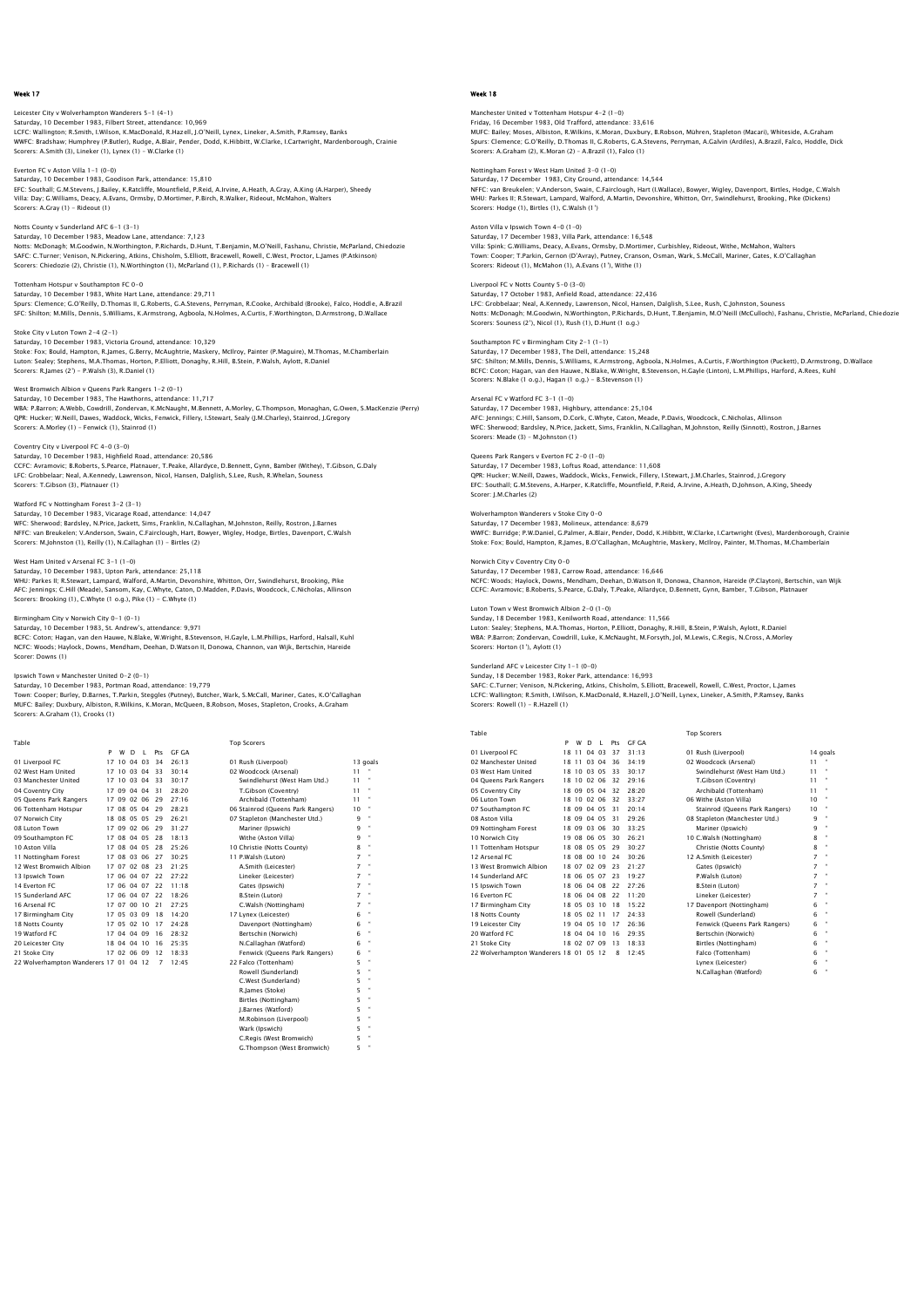## Week 17

Leicester City v Wolverhampton Wanderers 5–1 (4–1)
Saturday, 10 December 1983, Filbert Street, attendance: 10,969
LCFC: Wallington; R.Smith, I.Wilson, K.MacDonald, R.Hazell, J.O'Neill, Lynex, Lineker, A.Smith, P.Ramsey, Banks
WWFC: Bradshaw; Humphrey (P.Butler), Rudge, A.Blair, Pender, Dodd, K.Hibbitt, W.Clarke, I.Cartwright, Mardenborough, Crainie
Scorers: A.Smith (3), Lineker (1), Lynex (1) – W.Clarke (1)

Everton FC v Aston Villa 1–1 (0–0)
Saturday, 10 December 1983, Goodison Park, attendance: 15,810
EFC: Southall; G.M.Stevens, J.Bailey, K.Ratcliffe, Mountfield, P.Reid, A.Irvine, A.Heath, A.Gray, A.King (A.Harper), Sheedy
Villa: Day; G.Williams, Deacy, A.Evans, Ormsby, D.Mortimer, P.Birch, R.Walker, Rideout, McMahon, Walters
Scorers: A.Gray (1) – Rideout (1)

Notts County v Sunderland AFC 6–1 (3–1)
Saturday, 10 December 1983, Meadow Lane, attendance: 7,123
Notts: McDonagh; M.Goodwin, N.Worthington, P.Richards, D.Hunt, T.Benjamin, M.O'Neill, Fashanu, Christie, McParland, Chiedozie
SAFC: C.Turner; Venison, N.Pickering, Atkins, Chisholm, S.Elliott, Bracewell, Rowell, C.West, Proctor, L.James (P.Atkinson)
Scorers: Chiedozie (2), Christie (1), N.Worthington (1), McParland (1), P.Richards (1) – Bracewell (1)

Tottenham Hotspur v Southampton FC 0–0
Saturday, 10 December 1983, White Hart Lane, attendance: 29,711
Spurs: Clemence; G.O'Reilly, D.Thomas II, G.Roberts, G.A.Stevens, Perryman, R.Cooke, Archibald (Brooke), Falco, Hoddle, A.Brazil
SFC: Shilton; M.Mills, Dennis, S.Williams, K.Armstrong, Agboola, N.Holmes, A.Curtis, F.Worthington, D.Armstrong, D.Wallace

Stoke City v Luton Town 2–4 (2–1)
Saturday, 10 December 1983, Victoria Ground, attendance: 10,329
Stoke: Fox; Bould, Hampton, R.James, G.Berry, McAughtrie, Maskery, McIlroy, Painter (P.Maguire), M.Thomas, M.Chamberlain
Luton: Sealey; Stephens, M.A.Thomas, Horton, P.Elliott, Donaghy, R.Hill, B.Stein, P.Walsh, Aylott, R.Daniel
Scorers: R.James (2') – P.Walsh (3), R.Daniel (1)

West Bromwich Albion v Queens Park Rangers 1–2 (0–1)
Saturday, 10 December 1983, The Hawthorns, attendance: 11,717
WBA: P.Barron; A.Webb, Cowdrill, Zondervan, K.McNaught, M.Bennett, A.Morley, G.Thompson, Monaghan, G.Owen, S.MacKenzie (Perry)
QPR: Hucker; W.Neill, Dawes, Waddock, Wicks, Fenwick, Fillery, I.Stewart, Sealy (J.M.Charley), Stainrod, J.Gregory
Scorers: A.Morley (1) – Fenwick (1), Stainrod (1)

Coventry City v Liverpool FC 4–0 (3–0)
Saturday, 10 December 1983, Highfield Road, attendance: 20,586
CCFC: Avramovic; B.Roberts, S.Pearce, Platnauer, T.Peake, Allardyce, D.Bennett, Gynn, Bamber (Withey), T.Gibson, G.Daly
LFC: Grobbelaar; Neal, A.Kennedy, Lawrenson, Nicol, Hansen, Dalglish, S.Lee, Rush, R.Whelan, Souness
Scorers: T.Gibson (3), Platnauer (1)

Watford FC v Nottingham Forest 3–2 (3–1)
Saturday, 10 December 1983, Vicarage Road, attendance: 14,047
WFC: Sherwood; Bardsley, N.Price, Jackett, Sims, Franklin, N.Callaghan, M.Johnston, Reilly, Rostron, J.Barnes
NFFC: van Breukelen; V.Anderson, Swain, C.Fairclough, Hart, Bowyer, Wigley, Hodge, Birtles, Davenport, C.Walsh
Scorers: M.Johnston (1), Reilly (1), N.Callaghan (1) – Birtles (2)

West Ham United v Arsenal FC 3–1 (1–0)
Saturday, 10 December 1983, Upton Park, attendance: 25,118
WHU: Parkes II; R.Stewart, Lampard, Walford, A.Martin, Devonshire, Whitton, Orr, Swindlehurst, Brooking, Pike
AFC: Jennings; C.Hill (Meade), Sansom, Kay, C.Whyte, Caton, D.Madden, P.Davis, Woodcock, C.Nicholas, Allinson
Scorers: Brooking (1), C.Whyte (1 o.g.), Pike (1) – C.Whyte (1)

Birmingham City v Norwich City 0–1 (0–1)
Saturday, 10 December 1983, St. Andrew's, attendance: 9,971
BCFC: Coton; Hagan, van den Hauwe, N.Blake, W.Wright, B.Stevenson, H.Gayle, L.M.Phillips, Harford, Halsall, Kuhl
NCFC: Woods; Haylock, Downs, Mendham, Deehan, D.Watson II, Donowa, Channon, van Wijk, Bertschin, Hareide
Scorer: Downs (1)

Ipswich Town v Manchester United 0–2 (0–1)
Saturday, 10 December 1983, Portman Road, attendance: 19,779
Town: Cooper; Burley, D.Barnes, T.Parkin, Steggles (Putney), Butcher, Wark, S.McCall, Mariner, Gates, K.O'Callaghan
MUFC: Bailey; Duxbury, Albiston, R.Wilkins, K.Moran, McQueen, B.Robson, Moses, Stapleton, Crooks, A.Graham
Scorers: A.Graham (1), Crooks (1)

Table

| | P | W | D | L | Pts | GF GA |
|---|---|---|---|---|---|---|
| 01 Liverpool FC | 17 | 10 | 04 | 03 | 34 | 26:13 |
| 02 West Ham United | 17 | 10 | 03 | 04 | 33 | 30:14 |
| 03 Manchester United | 17 | 10 | 03 | 04 | 33 | 30:17 |
| 04 Coventry City | 17 | 09 | 04 | 04 | 31 | 28:20 |
| 05 Queens Park Rangers | 17 | 09 | 02 | 06 | 29 | 27:16 |
| 06 Tottenham Hotspur | 17 | 08 | 05 | 04 | 29 | 28:23 |
| 07 Norwich City | 18 | 08 | 05 | 05 | 29 | 26:21 |
| 08 Luton Town | 17 | 09 | 02 | 06 | 29 | 31:27 |
| 09 Southampton FC | 17 | 08 | 04 | 05 | 28 | 18:13 |
| 10 Aston Villa | 17 | 08 | 04 | 05 | 28 | 25:26 |
| 11 Nottingham Forest | 17 | 08 | 03 | 06 | 27 | 30:25 |
| 12 West Bromwich Albion | 17 | 07 | 02 | 08 | 23 | 21:25 |
| 13 Ipswich Town | 17 | 06 | 04 | 07 | 22 | 27:22 |
| 14 Everton FC | 17 | 06 | 04 | 07 | 22 | 11:18 |
| 15 Sunderland AFC | 17 | 06 | 04 | 07 | 22 | 18:26 |
| 16 Arsenal FC | 17 | 07 | 00 | 10 | 21 | 27:25 |
| 17 Birmingham City | 17 | 05 | 03 | 09 | 18 | 14:20 |
| 18 Notts County | 17 | 05 | 02 | 10 | 17 | 24:28 |
| 19 Watford FC | 17 | 04 | 04 | 09 | 16 | 28:32 |
| 20 Leicester City | 18 | 04 | 04 | 10 | 16 | 25:35 |
| 21 Stoke City | 17 | 02 | 06 | 09 | 12 | 18:33 |
| 22 Wolverhampton Wanderers | 17 | 01 | 04 | 12 | 7 | 12:45 |

Top Scorers

| | |
|---|---|
| 01 Rush (Liverpool) | 13 goals |
| 02 Woodcock (Arsenal) | 11 " |
| Swindlehurst (West Ham Utd.) | 11 " |
| T.Gibson (Coventry) | 11 " |
| Archibald (Tottenham) | 11 " |
| 06 Stainrod (Queens Park Rangers) | 10 " |
| 07 Stapleton (Manchester Utd.) | 9 " |
| Mariner (Ipswich) | 9 " |
| Withe (Aston Villa) | 9 " |
| 10 Christie (Notts County) | 8 " |
| 11 P.Walsh (Luton) | 7 " |
| A.Smith (Leicester) | 7 " |
| Lineker (Leicester) | 7 " |
| Gates (Ipswich) | 7 " |
| B.Stein (Luton) | 7 " |
| C.Walsh (Nottingham) | 7 " |
| 17 Lynex (Leicester) | 6 " |
| Davenport (Nottingham) | 6 " |
| Bertschin (Norwich) | 6 " |
| N.Callaghan (Watford) | 6 " |
| Fenwick (Queens Park Rangers) | 6 " |
| 22 Falco (Tottenham) | 5 " |
| Rowell (Sunderland) | 5 " |
| C.West (Sunderland) | 5 " |
| R.James (Stoke) | 5 " |
| Birtles (Nottingham) | 5 " |
| J.Barnes (Watford) | 5 " |
| M.Robinson (Liverpool) | 5 " |
| Wark (Ipswich) | 5 " |
| C.Regis (West Bromwich) | 5 " |
| G.Thompson (West Bromwich) | 5 " |

## Week 18

Manchester United v Tottenham Hotspur 4–2 (1–0)
Friday, 16 December 1983, Old Trafford, attendance: 33,616
MUFC: Bailey; Moses, Albiston, R.Wilkins, K.Moran, Duxbury, B.Robson, Mühren, Stapleton (Macari), Whiteside, A.Graham
Spurs: Clemence; G.O'Reilly, D.Thomas II, G.Roberts, G.A.Stevens, Perryman, A.Galvin (Ardiles), A.Brazil, Falco, Hoddle, Dick
Scorers: A.Graham (2), K.Moran (2) – A.Brazil (1), Falco (1)

Nottingham Forest v West Ham United 3–0 (1–0)
Saturday, 17 December 1983, City Ground, attendance: 14,544
NFFC: van Breukelen; V.Anderson, Swain, C.Fairclough, Hart (I.Wallace), Bowyer, Wigley, Davenport, Birtles, Hodge, C.Walsh
WHU: Parkes II; R.Stewart, Lampard, Walford, A.Martin, Devonshire, Whitton, Orr, Swindlehurst, Brooking, Pike (Dickens)
Scorers: Hodge (1), Birtles (1), C.Walsh (1')

Aston Villa v Ipswich Town 4–0 (1–0)
Saturday, 17 December 1983, Villa Park, attendance: 16,548
Villa: Spink; G.Williams, Deacy, A.Evans, Ormsby, D.Mortimer, Curbishley, Rideout, Withe, McMahon, Walters
Town: Cooper; T.Parkin, Gernon (D'Avray), Putney, Cranson, Osman, Wark, S.McCall, Mariner, Gates, K.O'Callaghan
Scorers: Rideout (1), McMahon (1), A.Evans (1'), Withe (1)

Liverpool FC v Notts County 5–0 (3–0)
Saturday, 17 October 1983, Anfield Road, attendance: 22,436
LFC: Grobbelaar; Neal, A.Kennedy, Lawrenson, Nicol, Hansen, Dalglish, S.Lee, Rush, C.Johnston, Souness
Notts: McDonagh; M.Goodwin, N.Worthington, P.Richards, D.Hunt, T.Benjamin, M.O'Neill (McCulloch), Fashanu, Christie, McParland, Chiedozie
Scorers: Souness (2'), Nicol (1), Rush (1), D.Hunt (1 o.g.)

Southampton FC v Birmingham City 2–1 (1–1)
Saturday, 17 December 1983, The Dell, attendance: 15,248
SFC: Shilton; M.Mills, Dennis, S.Williams, K.Armstrong, Agboola, N.Holmes, A.Curtis, F.Worthington (Puckett), D.Armstrong, D.Wallace
BCFC: Coton; Hagan, van den Hauwe, N.Blake, W.Wright, B.Stevenson, H.Gayle (Linton), L.M.Phillips, Harford, A.Rees, Kuhl
Scorers: N.Blake (1 o.g.), Hagan (1 o.g.) – B.Stevenson (1)

Arsenal FC v Watford FC 3–1 (1–0)
Saturday, 17 December 1983, Highbury, attendance: 25,104
AFC: Jennings; C.Hill, Sansom, D.Cork, C.Whyte, Caton, Meade, P.Davis, Woodcock, C.Nicholas, Allinson
WFC: Sherwood; Bardsley, N.Price, Jackett, Sims, Franklin, N.Callaghan, M.Johnston, Reilly (Sinnott), Rostron, J.Barnes
Scorers: Meade (3) – M.Johnston (1)

Queens Park Rangers v Everton FC 2–0 (1–0)
Saturday, 17 December 1983, Loftus Road, attendance: 11,608
QPR: Hucker; W.Neill, Dawes, Waddock, Wicks, Fenwick, Fillery, I.Stewart, J.M.Charles, Stainrod, J.Gregory
EFC: Southall; G.M.Stevens, A.Harper, K.Ratcliffe, Mountfield, P.Reid, A.Irvine, A.Heath, D.Johnson, A.King, Sheedy
Scorer: J.M.Charles (2)

Wolverhampton Wanderers v Stoke City 0–0
Saturday, 17 December 1983, Molineux, attendance: 8,679
WWFC: Burridge; P.W.Daniel, G.Palmer, A.Blair, Pender, Dodd, K.Hibbitt, W.Clarke, I.Cartwright (Eves), Mardenborough, Crainie
Stoke: Fox; Bould, Hampton, R.James, B.O'Callaghan, McAughtrie, Maskery, McIlroy, Painter, M.Thomas, M.Chamberlain

Norwich City v Coventry City 0–0
Saturday, 17 December 1983, Carrow Road, attendance: 16,646
NCFC: Woods; Haylock, Downs, Mendham, Deehan, D.Watson II, Donowa, Channon, Hareide (P.Clayton), Bertschin, van Wijk
CCFC: Avramovic; B.Roberts, S.Pearce, G.Daly, T.Peake, Allardyce, D.Bennett, Gynn, Bamber, T.Gibson, Platnauer

Luton Town v West Bromwich Albion 2–0 (1–0)
Sunday, 18 December 1983, Kenilworth Road, attendance: 11,566
Luton: Sealey; Stephens, M.A.Thomas, Horton, P.Elliott, Donaghy, R.Hill, B.Stein, P.Walsh, Aylott, R.Daniel
WBA: P.Barron; Zondervan, Cowdrill, Luke, K.McNaught, M.Forsyth, Jol, M.Lewis, C.Regis, N.Cross, A.Morley
Scorers: Horton (1'), Aylott (1)

Sunderland AFC v Leicester City 1–1 (0–0)
Sunday, 18 December 1983, Roker Park, attendance: 16,993
SAFC: C.Turner; Venison, N.Pickering, Atkins, Chisholm, S.Elliott, Bracewell, Rowell, C.West, Proctor, L.James
LCFC: Wallington; R.Smith, I.Wilson, K.MacDonald, R.Hazell, J.O'Neill, Lynex, Lineker, A.Smith, P.Ramsey, Banks
Scorers: Rowell (1) – R.Hazell (1)

Table

| | P | W | D | L | Pts | GF GA |
|---|---|---|---|---|---|---|
| 01 Liverpool FC | 18 | 11 | 04 | 03 | 37 | 31:13 |
| 02 Manchester United | 18 | 11 | 03 | 04 | 36 | 34:19 |
| 03 West Ham United | 18 | 10 | 03 | 05 | 33 | 30:17 |
| 04 Queens Park Rangers | 18 | 10 | 02 | 06 | 32 | 29:16 |
| 05 Coventry City | 18 | 09 | 05 | 04 | 32 | 28:20 |
| 06 Luton Town | 18 | 10 | 02 | 06 | 32 | 33:27 |
| 07 Southampton FC | 18 | 09 | 04 | 05 | 31 | 20:14 |
| 08 Aston Villa | 18 | 09 | 04 | 05 | 31 | 29:26 |
| 09 Nottingham Forest | 18 | 09 | 03 | 06 | 30 | 33:25 |
| 10 Norwich City | 19 | 08 | 06 | 05 | 30 | 26:21 |
| 11 Tottenham Hotspur | 18 | 08 | 05 | 05 | 29 | 30:27 |
| 12 Arsenal FC | 18 | 08 | 00 | 10 | 24 | 30:26 |
| 13 West Bromwich Albion | 18 | 07 | 02 | 09 | 23 | 21:27 |
| 14 Sunderland AFC | 18 | 06 | 05 | 07 | 23 | 19:27 |
| 15 Ipswich Town | 18 | 06 | 04 | 08 | 22 | 27:26 |
| 16 Everton FC | 18 | 06 | 04 | 08 | 22 | 11:20 |
| 17 Birmingham City | 18 | 05 | 03 | 10 | 18 | 15:22 |
| 18 Notts County | 18 | 05 | 02 | 11 | 17 | 24:33 |
| 19 Leicester City | 19 | 04 | 05 | 10 | 17 | 26:36 |
| 20 Watford FC | 18 | 04 | 04 | 10 | 16 | 29:35 |
| 21 Stoke City | 18 | 02 | 07 | 09 | 13 | 18:33 |
| 22 Wolverhampton Wanderers | 18 | 01 | 05 | 12 | 8 | 12:45 |

Top Scorers

| | |
|---|---|
| 01 Rush (Liverpool) | 14 goals |
| 02 Woodcock (Arsenal) | 11 " |
| Swindlehurst (West Ham Utd.) | 11 " |
| T.Gibson (Coventry) | 11 " |
| Archibald (Tottenham) | 11 " |
| 06 Withe (Aston Villa) | 10 " |
| Stainrod (Queens Park Rangers) | 10 " |
| 08 Stapleton (Manchester Utd.) | 9 " |
| Mariner (Ipswich) | 9 " |
| 10 C.Walsh (Nottingham) | 8 " |
| Christie (Notts County) | 8 " |
| 12 A.Smith (Leicester) | 7 " |
| Gates (Ipswich) | 7 " |
| P.Walsh (Luton) | 7 " |
| B.Stein (Luton) | 7 " |
| Lineker (Leicester) | 7 " |
| 17 Davenport (Nottingham) | 6 " |
| Rowell (Sunderland) | 6 " |
| Fenwick (Queens Park Rangers) | 6 " |
| Bertschin (Norwich) | 6 " |
| Birtles (Nottingham) | 6 " |
| Falco (Tottenham) | 6 " |
| Lynex (Leicester) | 6 " |
| N.Callaghan (Watford) | 6 " |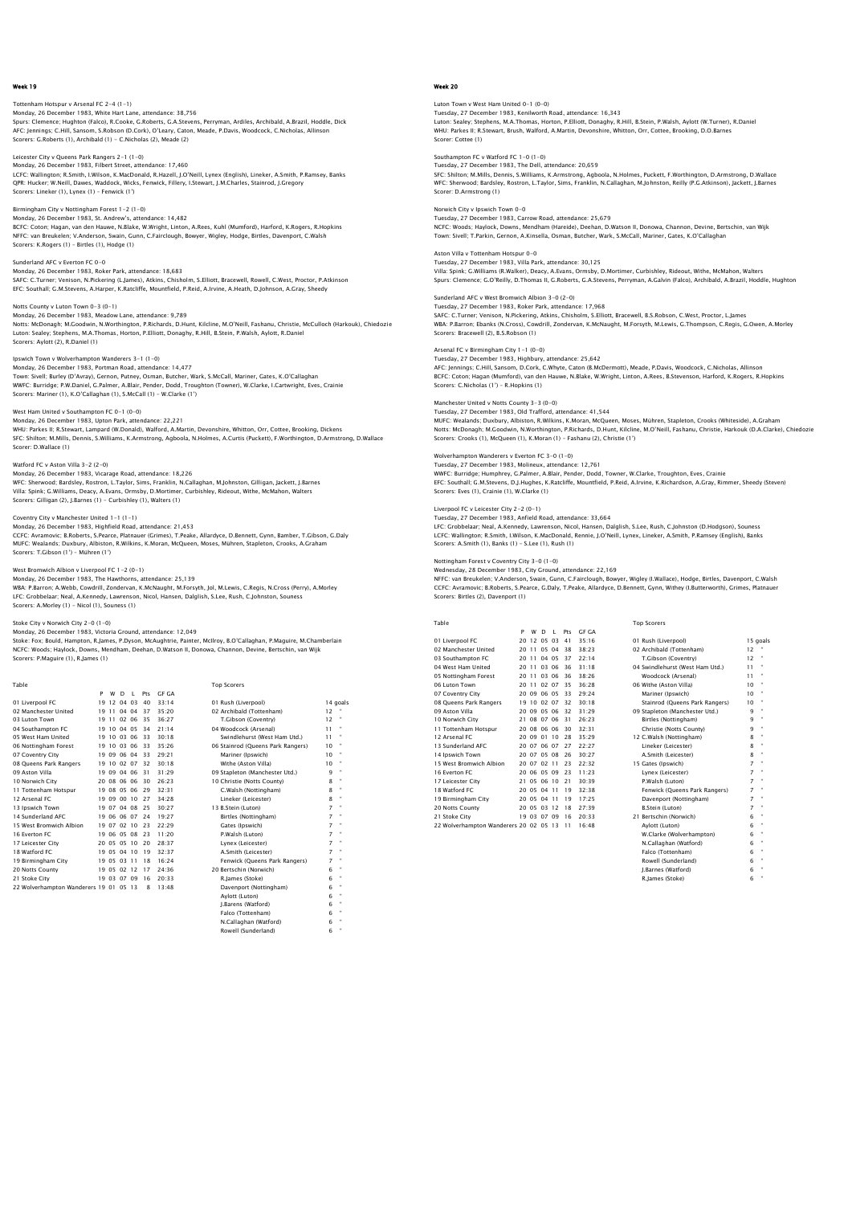## Week 19

Tottenham Hotspur v Arsenal FC 2-4 (1-1)
Monday, 26 December 1983, White Hart Lane, attendance: 38,756
Spurs: Clemence; Hughton (Falco), R.Cooke, G.Roberts, G.A.Stevens, Perryman, Ardiles, Archibald, A.Brazil, Hoddle, Dick
AFC: Jennings; C.Hill, Sansom, S.Robson (D.Cork), O'Leary, Caton, Meade, P.Davis, Woodcock, C.Nicholas, Allinson
Scorers: G.Roberts (1), Archibald (1) – C.Nicholas (2), Meade (2)

Leicester City v Queens Park Rangers 2-1 (1-0)
Monday, 26 December 1983, Filbert Street, attendance: 17,460
LCFC: Wallington; R.Smith, I.Wilson, K.MacDonald, R.Hazell, J.O'Neill, Lynex (English), Lineker, A.Smith, P.Ramsey, Banks
QPR: Hucker; W.Neill, Dawes, Waddock, Wicks, Fenwick, Fillery, I.Stewart, J.M.Charles, Stainrod, J.Gregory
Scorers: Lineker (1), Lynex (1) – Fenwick (1')

Birmingham City v Nottingham Forest 1-2 (1-0)
Monday, 26 December 1983, St. Andrew's, attendance: 14,482
BCFC: Coton; Hagan, van den Hauwe, N.Blake, W.Wright, Linton, A.Rees, Kuhl (Mumford), Harford, K.Rogers, R.Hopkins
NFFC: van Breukelen; V.Anderson, Swain, Gunn, C.Fairclough, Bowyer, Wigley, Hodge, Birtles, Davenport, C.Walsh
Scorers: K.Rogers (1) – Birtles (1), Hodge (1)

Sunderland AFC v Everton FC 0-0
Monday, 26 December 1983, Roker Park, attendance: 18,683
SAFC: C.Turner; Venison, N.Pickering (L.James), Atkins, Chisholm, S.Elliott, Bracewell, Rowell, C.West, Proctor, P.Atkinson
EFC: Southall; G.M.Stevens, A.Harper, K.Ratcliffe, Mountfield, P.Reid, A.Irvine, A.Heath, D.Johnson, A.Gray, Sheedy

Notts County v Luton Town 0-3 (0-1)
Monday, 26 December 1983, Meadow Lane, attendance: 9,789
Notts: McDonagh; M.Goodwin, N.Worthington, P.Richards, D.Hunt, Kilcline, M.O'Neill, Fashanu, Christie, McCulloch (Harkouk), Chiedozie
Luton: Sealey; Stephens, M.A.Thomas, Horton, P.Elliott, Donaghy, R.Hill, B.Stein, P.Walsh, Aylott, R.Daniel
Scorers: Aylott (2), R.Daniel (1)

Ipswich Town v Wolverhampton Wanderers 3-1 (1-0)
Monday, 26 December 1983, Portman Road, attendance: 14,477
Town: Sivell; Burley (D'Avray), Gernon, Putney, Osman, Butcher, Wark, S.McCall, Mariner, Gates, K.O'Callaghan
WWFC: Burridge; P.W.Daniel, G.Palmer, A.Blair, Pender, Dodd, Troughton (Towner), W.Clarke, I.Cartwright, Eves, Crainie
Scorers: Mariner (1), K.O'Callaghan (1), S.McCall (1) – W.Clarke (1')

West Ham United v Southampton FC 0-1 (0-0)
Monday, 26 December 1983, Upton Park, attendance: 22,221
WHU: Parkes II; R.Stewart, Lampard (W.Donald), Walford, A.Martin, Devonshire, Whitton, Orr, Cottee, Brooking, Dickens
SFC: Shilton; M.Mills, Dennis, S.Williams, K.Armstrong, Agboola, N.Holmes, A.Curtis (Puckett), F.Worthington, D.Armstrong, D.Wallace
Scorer: D.Wallace (1)

Watford FC v Aston Villa 3-2 (2-0)
Monday, 26 December 1983, Vicarage Road, attendance: 18,226
WFC: Sherwood; Bardsley, Rostron, L.Taylor, Sims, Franklin, N.Callaghan, M.Johnston, Gilligan, Jackett, J.Barnes
Villa: Spink; G.Williams, Deacy, A.Evans, Ormsby, D.Mortimer, Curbishley, Rideout, Withe, McMahon, Walters
Scorers: Gilligan (2), J.Barnes (1) – Curbishley (1), Walters (1)

Coventry City v Manchester United 1-1 (1-1)
Monday, 26 December 1983, Highfield Road, attendance: 21,453
CCFC: Avramovic; B.Roberts, S.Pearce, Platnauer (Grimes), T.Peake, Allardyce, D.Bennett, Gynn, Bamber, T.Gibson, G.Daly
MUFC: Wealands; Duxbury, Albiston, R.Wilkins, K.Moran, McQueen, Moses, Mühren, Stapleton, Crooks, A.Graham
Scorers: T.Gibson (1') – Mühren (1')

West Bromwich Albion v Liverpool FC 1-2 (0-1)
Monday, 26 December 1983, The Hawthorns, attendance: 25,139
WBA: P.Barron; A.Webb, Cowdrill, Zondervan, K.McNaught, M.Forsyth, Jol, M.Lewis, C.Regis, N.Cross (Perry), A.Morley
LFC: Grobbelaar; Neal, A.Kennedy, Lawrenson, Nicol, Hansen, Dalglish, S.Lee, Rush, C.Johnston, Souness
Scorers: A.Morley (1) – Nicol (1), Souness (1)

Stoke City v Norwich City 2-0 (1-0)
Monday, 26 December 1983, Victoria Ground, attendance: 12,049
Stoke: Fox; Bould, Hampton, R.James, P.Dyson, McAughtrie, Painter, McIlroy, B.O'Callaghan, P.Maguire, M.Chamberlain
NCFC: Woods; Haylock, Downs, Mendham, Deehan, D.Watson II, Donowa, Channon, Devine, Bertschin, van Wijk
Scorers: P.Maguire (1), R.James (1)

Table

| | P | W | D | L | Pts | GF GA |
|---|---|---|---|---|---|---|
| 01 Liverpool FC | 19 | 12 | 04 | 03 | 40 | 33:14 |
| 02 Manchester United | 19 | 11 | 04 | 04 | 37 | 35:20 |
| 03 Luton Town | 19 | 11 | 02 | 06 | 35 | 36:27 |
| 04 Southampton FC | 19 | 10 | 04 | 05 | 34 | 21:14 |
| 05 West Ham United | 19 | 10 | 03 | 06 | 33 | 30:18 |
| 06 Nottingham Forest | 19 | 10 | 03 | 06 | 33 | 35:26 |
| 07 Coventry City | 19 | 09 | 06 | 04 | 33 | 29:21 |
| 08 Queens Park Rangers | 19 | 10 | 02 | 07 | 32 | 30:18 |
| 09 Aston Villa | 19 | 09 | 04 | 06 | 31 | 31:29 |
| 10 Norwich City | 20 | 08 | 06 | 06 | 30 | 26:23 |
| 11 Tottenham Hotspur | 19 | 08 | 05 | 06 | 29 | 32:31 |
| 12 Arsenal FC | 19 | 09 | 00 | 10 | 27 | 34:28 |
| 13 Ipswich Town | 19 | 07 | 04 | 08 | 25 | 30:27 |
| 14 Sunderland AFC | 19 | 06 | 06 | 07 | 24 | 19:27 |
| 15 West Bromwich Albion | 19 | 07 | 02 | 10 | 23 | 22:29 |
| 16 Everton FC | 19 | 06 | 05 | 08 | 23 | 11:20 |
| 17 Leicester City | 20 | 05 | 05 | 10 | 20 | 28:37 |
| 18 Watford FC | 19 | 05 | 04 | 10 | 19 | 32:37 |
| 19 Birmingham City | 19 | 05 | 03 | 11 | 18 | 16:24 |
| 20 Notts County | 19 | 05 | 02 | 12 | 17 | 24:36 |
| 21 Stoke City | 19 | 03 | 07 | 09 | 16 | 20:33 |
| 22 Wolverhampton Wanderers | 19 | 01 | 05 | 13 | 8 | 13:48 |

Top Scorers

| | | |
|---|---|---|
| 01 Rush (Liverpool) | 14 | goals |
| 02 Archibald (Tottenham) | 12 | " |
| T.Gibson (Coventry) | 12 | " |
| 04 Woodcock (Arsenal) | 11 | " |
| Swindlehurst (West Ham Utd.) | 11 | " |
| 06 Stainrod (Queens Park Rangers) | 10 | " |
| Mariner (Ipswich) | 10 | " |
| Withe (Aston Villa) | 10 | " |
| 09 Stapleton (Manchester Utd.) | 9 | " |
| 10 Christie (Notts County) | 8 | " |
| C.Walsh (Nottingham) | 8 | " |
| Lineker (Leicester) | 8 | " |
| 13 B.Stein (Luton) | 7 | " |
| Birtles (Nottingham) | 7 | " |
| Gates (Ipswich) | 7 | " |
| P.Walsh (Luton) | 7 | " |
| Lynex (Leicester) | 7 | " |
| A.Smith (Leicester) | 7 | " |
| Fenwick (Queens Park Rangers) | 7 | " |
| 20 Bertschin (Norwich) | 6 | " |
| R.James (Stoke) | 6 | " |
| Davenport (Nottingham) | 6 | " |
| Aylott (Luton) | 6 | " |
| J.Barens (Watford) | 6 | " |
| Falco (Tottenham) | 6 | " |
| N.Callaghan (Watford) | 6 | " |
| Rowell (Sunderland) | 6 | " |

## Week 20

Luton Town v West Ham United 0-1 (0-0)
Tuesday, 27 December 1983, Kenilworth Road, attendance: 16,343
Luton: Sealey; Stephens, M.A.Thomas, Horton, P.Elliott, Donaghy, R.Hill, B.Stein, P.Walsh, Aylott (W.Turner), R.Daniel
WHU: Parkes II; R.Stewart, Brush, Walford, A.Martin, Devonshire, Whitton, Orr, Cottee, Brooking, D.O.Barnes
Scorer: Cottee (1)

Southampton FC v Watford FC 1-0 (1-0)
Tuesday, 27 December 1983, The Dell, attendance: 20,659
SFC: Shilton; M.Mills, Dennis, S.Williams, K.Armstrong, Agboola, N.Holmes, Puckett, F.Worthington, D.Armstrong, D.Wallace
WFC: Sherwood; Bardsley, Rostron, L.Taylor, Sims, Franklin, N.Callaghan, M.Johnston, Reilly (P.G.Atkinson), Jackett, J.Barnes
Scorer: D.Armstrong (1)

Norwich City v Ipswich Town 0-0
Tuesday, 27 December 1983, Carrow Road, attendance: 25,679
NCFC: Woods; Haylock, Downs, Mendham (Hareide), Deehan, D.Watson II, Donowa, Channon, Devine, Bertschin, van Wijk
Town: Sivell; T.Parkin, Gernon, A.Kinsella, Osman, Butcher, Wark, S.McCall, Mariner, Gates, K.O'Callaghan

Aston Villa v Tottenham Hotspur 0-0
Tuesday, 27 December 1983, Villa Park, attendance: 30,125
Villa: Spink; G.Williams (R.Walker), Deacy, A.Evans, Ormsby, D.Mortimer, Curbishley, Rideout, Withe, McMahon, Walters
Spurs: Clemence; G.O'Reilly, D.Thomas II, G.Roberts, G.A.Stevens, Perryman, A.Galvin (Falco), Archibald, A.Brazil, Hoddle, Hughton

Sunderland AFC v West Bromwich Albion 3-0 (2-0)
Tuesday, 27 December 1983, Roker Park, attendance: 17,968
SAFC: C.Turner; Venison, N.Pickering, Atkins, Chisholm, S.Elliott, Bracewell, B.S.Robson, C.West, Proctor, L.James
WBA: P.Barron; Ebanks (N.Cross), Cowdrill, Zondervan, K.McNaught, M.Forsyth, M.Lewis, G.Thompson, C.Regis, G.Owen, A.Morley
Scorers: Bracewell (2), B.S.Robson (1)

Arsenal FC v Birmingham City 1-1 (0-0)
Tuesday, 27 December 1983, Highbury, attendance: 25,642
AFC: Jennings; C.Hill, Sansom, D.Cork, C.Whyte, Caton (B.McDermott), Meade, P.Davis, Woodcock, C.Nicholas, Allinson
BCFC: Coton; Hagan (Mumford), van den Hauwe, N.Blake, W.Wright, Linton, A.Rees, B.Stevenson, Harford, K.Rogers, R.Hopkins
Scorers: C.Nicholas (1') – R.Hopkins (1)

Manchester United v Notts County 3-3 (0-0)
Tuesday, 27 December 1983, Old Trafford, attendance: 41,544
MUFC: Wealands; Duxbury, Albiston, R.Wilkins, K.Moran, McQueen, Moses, Mühren, Stapleton, Crooks (Whiteside), A.Graham
Notts: McDonagh; M.Goodwin, N.Worthington, P.Richards, D.Hunt, Kilcline, M.O'Neill, Fashanu, Christie, Harkouk (D.A.Clarke), Chiedozie
Scorers: Crooks (1), McQueen (1), K.Moran (1) – Fashanu (2), Christie (1')

Wolverhampton Wanderers v Everton FC 3-0 (1-0)
Tuesday, 27 December 1983, Molineux, attendance: 12,761
WWFC: Burridge; Humphrey, G.Palmer, A.Blair, Pender, Dodd, Towner, W.Clarke, Troughton, Eves, Crainie
EFC: Southall; G.M.Stevens, D.J.Hughes, K.Ratcliffe, Mountfield, P.Reid, A.Irvine, K.Richardson, A.Gray, Rimmer, Sheedy (Steven)
Scorers: Eves (1), Crainie (1), W.Clarke (1)

Liverpool FC v Leicester City 2-2 (0-1)
Tuesday, 27 December 1983, Anfield Road, attendance: 33,664
LFC: Grobbelaar; Neal, A.Kennedy, Lawrenson, Nicol, Hansen, Dalglish, S.Lee, Rush, C.Johnston (D.Hodgson), Souness
LCFC: Wallington; R.Smith, I.Wilson, K.MacDonald, Rennie, J.O'Neill, Lynex, Lineker, A.Smith, P.Ramsey (English), Banks
Scorers: A.Smith (1'), Banks (1) – S.Lee (1), Rush (1)

Nottingham Forest v Coventry City 3-0 (1-0)
Wednesday, 28 December 1983, City Ground, attendance: 22,169
NFFC: van Breukelen; V.Anderson, Swain, Gunn, C.Fairclough, Bowyer, Wigley (I.Wallace), Hodge, Birtles, Davenport, C.Walsh
CCFC: Avramovic; B.Roberts, S.Pearce, G.Daly, T.Peake, Allardyce, D.Bennett, Gynn, Withey (I.Butterworth), Grimes, Platnauer
Scorers: Birtles (2), Davenport (1)

Table

| | P | W | D | L | Pts | GF GA |
|---|---|---|---|---|---|---|
| 01 Liverpool FC | 20 | 12 | 05 | 03 | 41 | 35:16 |
| 02 Manchester United | 20 | 11 | 05 | 04 | 38 | 38:23 |
| 03 Southampton FC | 20 | 11 | 04 | 05 | 37 | 22:14 |
| 04 West Ham United | 20 | 11 | 03 | 06 | 36 | 31:18 |
| 05 Nottingham Forest | 20 | 11 | 03 | 06 | 36 | 38:26 |
| 06 Luton Town | 20 | 11 | 02 | 07 | 35 | 36:28 |
| 07 Coventry City | 20 | 09 | 06 | 05 | 33 | 29:24 |
| 08 Queens Park Rangers | 19 | 10 | 02 | 07 | 32 | 30:18 |
| 09 Aston Villa | 20 | 09 | 05 | 06 | 32 | 31:29 |
| 10 Norwich City | 21 | 08 | 07 | 06 | 31 | 26:23 |
| 11 Tottenham Hotspur | 20 | 08 | 06 | 06 | 30 | 32:31 |
| 12 Arsenal FC | 20 | 09 | 01 | 10 | 28 | 35:29 |
| 13 Sunderland AFC | 20 | 07 | 06 | 07 | 27 | 22:27 |
| 14 Ipswich Town | 20 | 07 | 05 | 08 | 26 | 30:27 |
| 15 West Bromwich Albion | 20 | 07 | 02 | 11 | 23 | 22:32 |
| 16 Everton FC | 20 | 06 | 05 | 09 | 23 | 11:23 |
| 17 Leicester City | 21 | 05 | 06 | 10 | 21 | 30:39 |
| 18 Watford FC | 20 | 05 | 04 | 11 | 19 | 32:38 |
| 19 Birmingham City | 20 | 05 | 04 | 11 | 19 | 17:25 |
| 20 Notts County | 20 | 05 | 03 | 12 | 18 | 27:39 |
| 21 Stoke City | 19 | 03 | 07 | 09 | 16 | 20:33 |
| 22 Wolverhampton Wanderers | 20 | 02 | 05 | 13 | 11 | 16:48 |

Top Scorers

| | | |
|---|---|---|
| 01 Rush (Liverpool) | 15 | goals |
| 02 Archibald (Tottenham) | 12 | " |
| T.Gibson (Coventry) | 12 | " |
| 04 Swindlehurst (West Ham Utd.) | 11 | " |
| Woodcock (Arsenal) | 11 | " |
| 06 Withe (Aston Villa) | 10 | " |
| Mariner (Ipswich) | 10 | " |
| Stainrod (Queens Park Rangers) | 10 | " |
| 09 Stapleton (Manchester Utd.) | 9 | " |
| Birtles (Nottingham) | 9 | " |
| Christie (Notts County) | 9 | " |
| 12 C.Walsh (Nottingham) | 8 | " |
| Lineker (Leicester) | 8 | " |
| A.Smith (Leicester) | 8 | " |
| 15 Gates (Ipswich) | 7 | " |
| Lynex (Leicester) | 7 | " |
| P.Walsh (Luton) | 7 | " |
| Fenwick (Queens Park Rangers) | 7 | " |
| Davenport (Nottingham) | 7 | " |
| B.Stein (Luton) | 7 | " |
| 21 Bertschin (Norwich) | 6 | " |
| Aylott (Luton) | 6 | " |
| W.Clarke (Wolverhampton) | 6 | " |
| N.Callaghan (Watford) | 6 | " |
| Falco (Tottenham) | 6 | " |
| Rowell (Sunderland) | 6 | " |
| J.Barnes (Watford) | 6 | " |
| R.James (Stoke) | 6 | " |